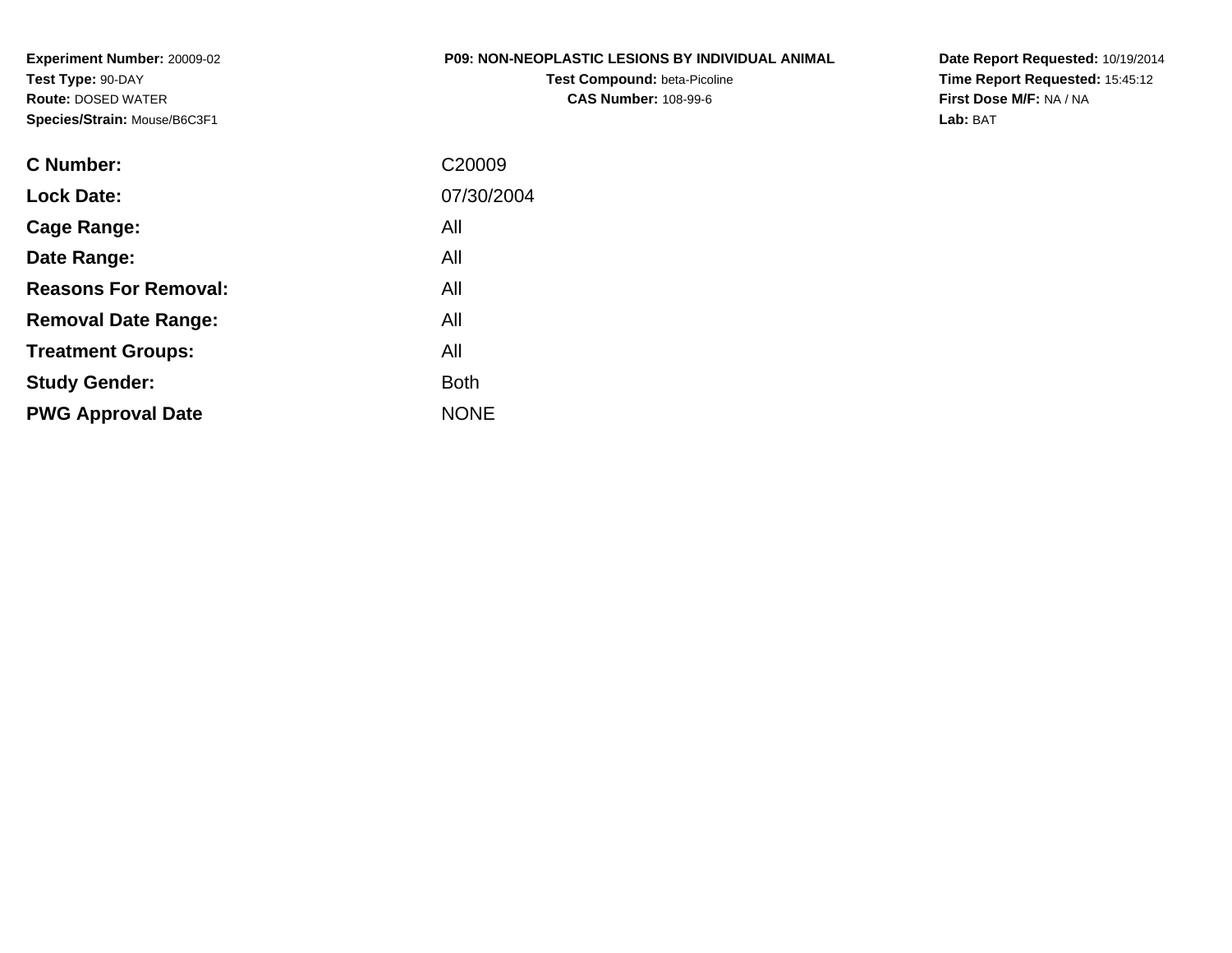**Experiment Number:** 20009-02
**Test Type:** 90-DAY
**Route:** DOSED WATER
**Species/Strain:** Mouse/B6C3F1

**P09: NON-NEOPLASTIC LESIONS BY INDIVIDUAL ANIMAL**
**Test Compound:** beta-Picoline
**CAS Number:** 108-99-6

**Date Report Requested:** 10/19/2014
**Time Report Requested:** 15:45:12
**First Dose M/F:** NA / NA
**Lab:** BAT

| | |
|---|---|
| **C Number:** | C20009 |
| **Lock Date:** | 07/30/2004 |
| **Cage Range:** | All |
| **Date Range:** | All |
| **Reasons For Removal:** | All |
| **Removal Date Range:** | All |
| **Treatment Groups:** | All |
| **Study Gender:** | Both |
| **PWG Approval Date** | NONE |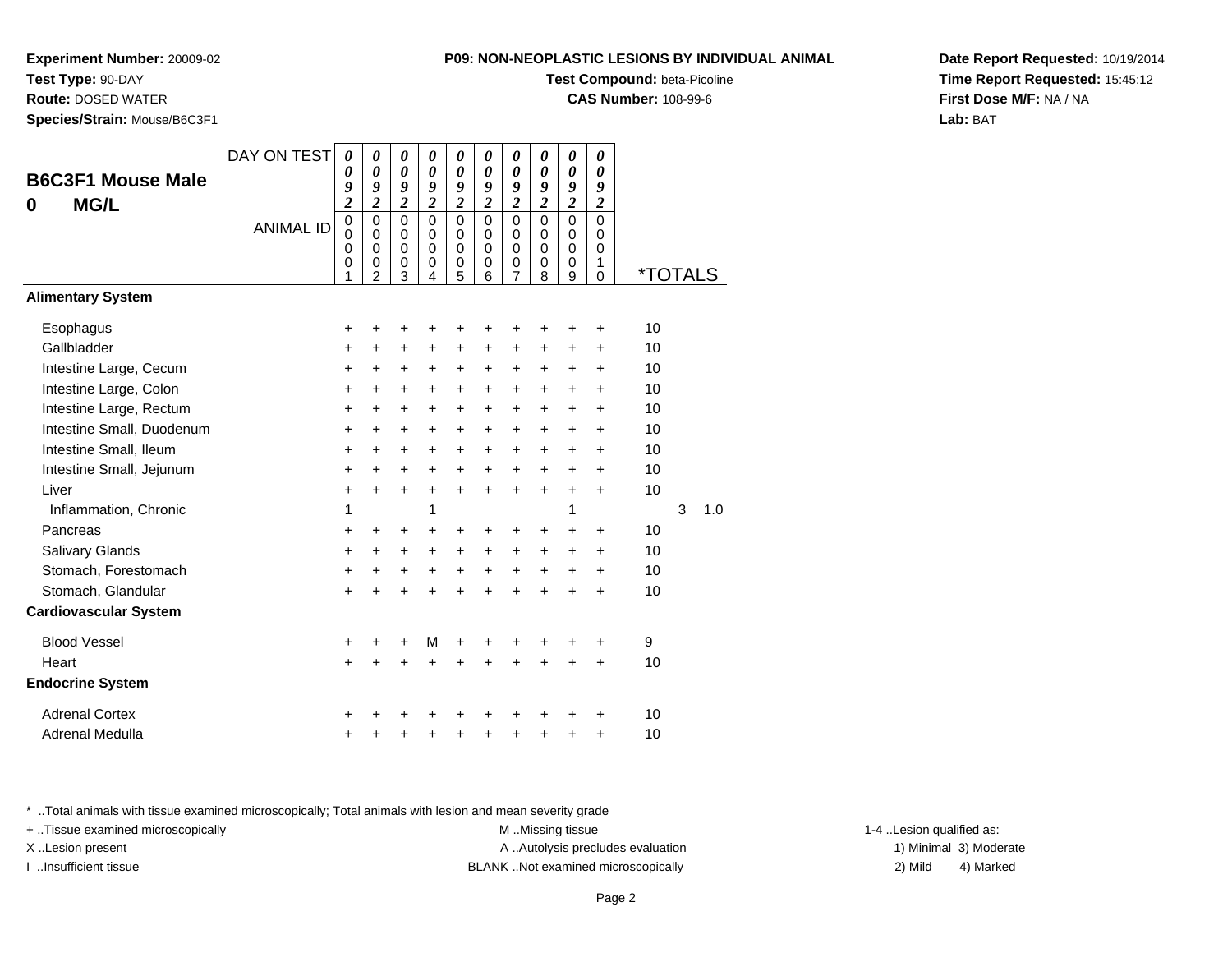**Experiment Number:** 20009-02
**Test Type:** 90-DAY
**Route:** DOSED WATER
**Species/Strain:** Mouse/B6C3F1

**P09: NON-NEOPLASTIC LESIONS BY INDIVIDUAL ANIMAL**
**Test Compound:** beta-Picoline
**CAS Number:** 108-99-6

**Date Report Requested:** 10/19/2014
**Time Report Requested:** 15:45:12
**First Dose M/F:** NA / NA
**Lab:** BAT

## B6C3F1 Mouse Male
## 0 MG/L

| DAY ON TEST | 0092 | 0092 | 0092 | 0092 | 0092 | 0092 | 0092 | 0092 | 0092 | 0092 | | |
|---|---|---|---|---|---|---|---|---|---|---|---|---|
| ANIMAL ID | 00001 | 00002 | 00003 | 00004 | 00005 | 00006 | 00007 | 00008 | 00009 | 00010 | *TOTALS | |
| **Alimentary System** | | | | | | | | | | | | |
| Esophagus | + | + | + | + | + | + | + | + | + | + | 10 | |
| Gallbladder | + | + | + | + | + | + | + | + | + | + | 10 | |
| Intestine Large, Cecum | + | + | + | + | + | + | + | + | + | + | 10 | |
| Intestine Large, Colon | + | + | + | + | + | + | + | + | + | + | 10 | |
| Intestine Large, Rectum | + | + | + | + | + | + | + | + | + | + | 10 | |
| Intestine Small, Duodenum | + | + | + | + | + | + | + | + | + | + | 10 | |
| Intestine Small, Ileum | + | + | + | + | + | + | + | + | + | + | 10 | |
| Intestine Small, Jejunum | + | + | + | + | + | + | + | + | + | + | 10 | |
| Liver | + | + | + | + | + | + | + | + | + | + | 10 | |
| Inflammation, Chronic | 1 | | | 1 | | | | | 1 | | 3 | 1.0 |
| Pancreas | + | + | + | + | + | + | + | + | + | + | 10 | |
| Salivary Glands | + | + | + | + | + | + | + | + | + | + | 10 | |
| Stomach, Forestomach | + | + | + | + | + | + | + | + | + | + | 10 | |
| Stomach, Glandular | + | + | + | + | + | + | + | + | + | + | 10 | |
| **Cardiovascular System** | | | | | | | | | | | | |
| Blood Vessel | + | + | + | M | + | + | + | + | + | + | 9 | |
| Heart | + | + | + | + | + | + | + | + | + | + | 10 | |
| **Endocrine System** | | | | | | | | | | | | |
| Adrenal Cortex | + | + | + | + | + | + | + | + | + | + | 10 | |
| Adrenal Medulla | + | + | + | + | + | + | + | + | + | + | 10 | |

\* ..Total animals with tissue examined microscopically; Total animals with lesion and mean severity grade
+ ..Tissue examined microscopically
X ..Lesion present
I ..Insufficient tissue
M ..Missing tissue
A ..Autolysis precludes evaluation
BLANK ..Not examined microscopically
1-4 ..Lesion qualified as:
1) Minimal 3) Moderate
2) Mild 4) Marked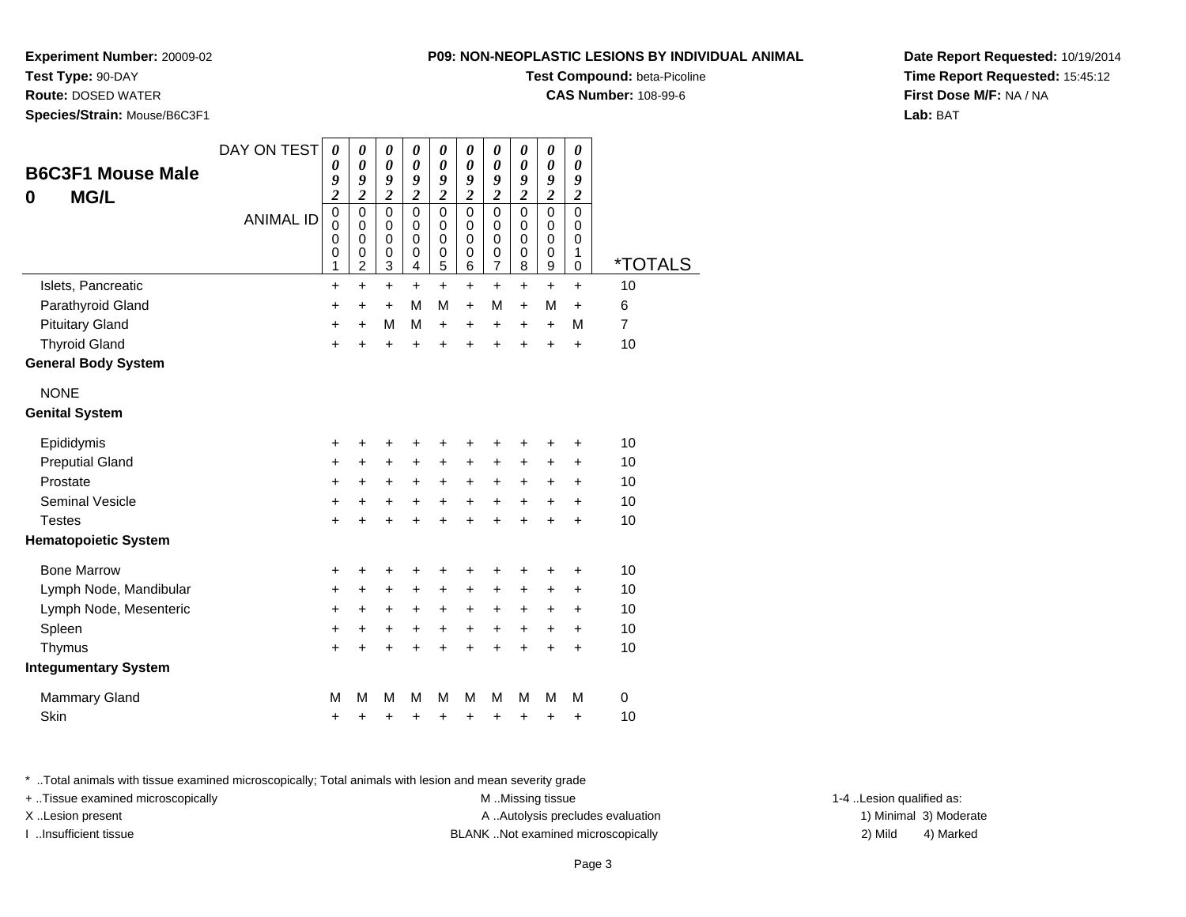**Experiment Number:** 20009-02
**Test Type:** 90-DAY
**Route:** DOSED WATER
**Species/Strain:** Mouse/B6C3F1

**P09: NON-NEOPLASTIC LESIONS BY INDIVIDUAL ANIMAL**
**Test Compound:** beta-Picoline
**CAS Number:** 108-99-6

**Date Report Requested:** 10/19/2014
**Time Report Requested:** 15:45:12
**First Dose M/F:** NA / NA
**Lab:** BAT

## B6C3F1 Mouse Male
## 0 MG/L

| DAY ON TEST | 0092 | 0092 | 0092 | 0092 | 0092 | 0092 | 0092 | 0092 | 0092 | 0092 | |
|---|---|---|---|---|---|---|---|---|---|---|---|
| ANIMAL ID | 00001 | 00002 | 00003 | 00004 | 00005 | 00006 | 00007 | 00008 | 00009 | 00010 | *TOTALS |
| Islets, Pancreatic | + | + | + | + | + | + | + | + | + | + | 10 |
| Parathyroid Gland | + | + | + | M | M | + | M | + | M | + | 6 |
| Pituitary Gland | + | + | M | M | + | + | + | + | + | M | 7 |
| Thyroid Gland | + | + | + | + | + | + | + | + | + | + | 10 |
| **General Body System** | | | | | | | | | | | |
| NONE | | | | | | | | | | | |
| **Genital System** | | | | | | | | | | | |
| Epididymis | + | + | + | + | + | + | + | + | + | + | 10 |
| Preputial Gland | + | + | + | + | + | + | + | + | + | + | 10 |
| Prostate | + | + | + | + | + | + | + | + | + | + | 10 |
| Seminal Vesicle | + | + | + | + | + | + | + | + | + | + | 10 |
| Testes | + | + | + | + | + | + | + | + | + | + | 10 |
| **Hematopoietic System** | | | | | | | | | | | |
| Bone Marrow | + | + | + | + | + | + | + | + | + | + | 10 |
| Lymph Node, Mandibular | + | + | + | + | + | + | + | + | + | + | 10 |
| Lymph Node, Mesenteric | + | + | + | + | + | + | + | + | + | + | 10 |
| Spleen | + | + | + | + | + | + | + | + | + | + | 10 |
| Thymus | + | + | + | + | + | + | + | + | + | + | 10 |
| **Integumentary System** | | | | | | | | | | | |
| Mammary Gland | M | M | M | M | M | M | M | M | M | M | 0 |
| Skin | + | + | + | + | + | + | + | + | + | + | 10 |

\* ..Total animals with tissue examined microscopically; Total animals with lesion and mean severity grade
+ ..Tissue examined microscopically
X ..Lesion present
I ..Insufficient tissue

M ..Missing tissue
A ..Autolysis precludes evaluation
BLANK ..Not examined microscopically

1-4 ..Lesion qualified as:
1) Minimal 2) Mild 3) Moderate 4) Marked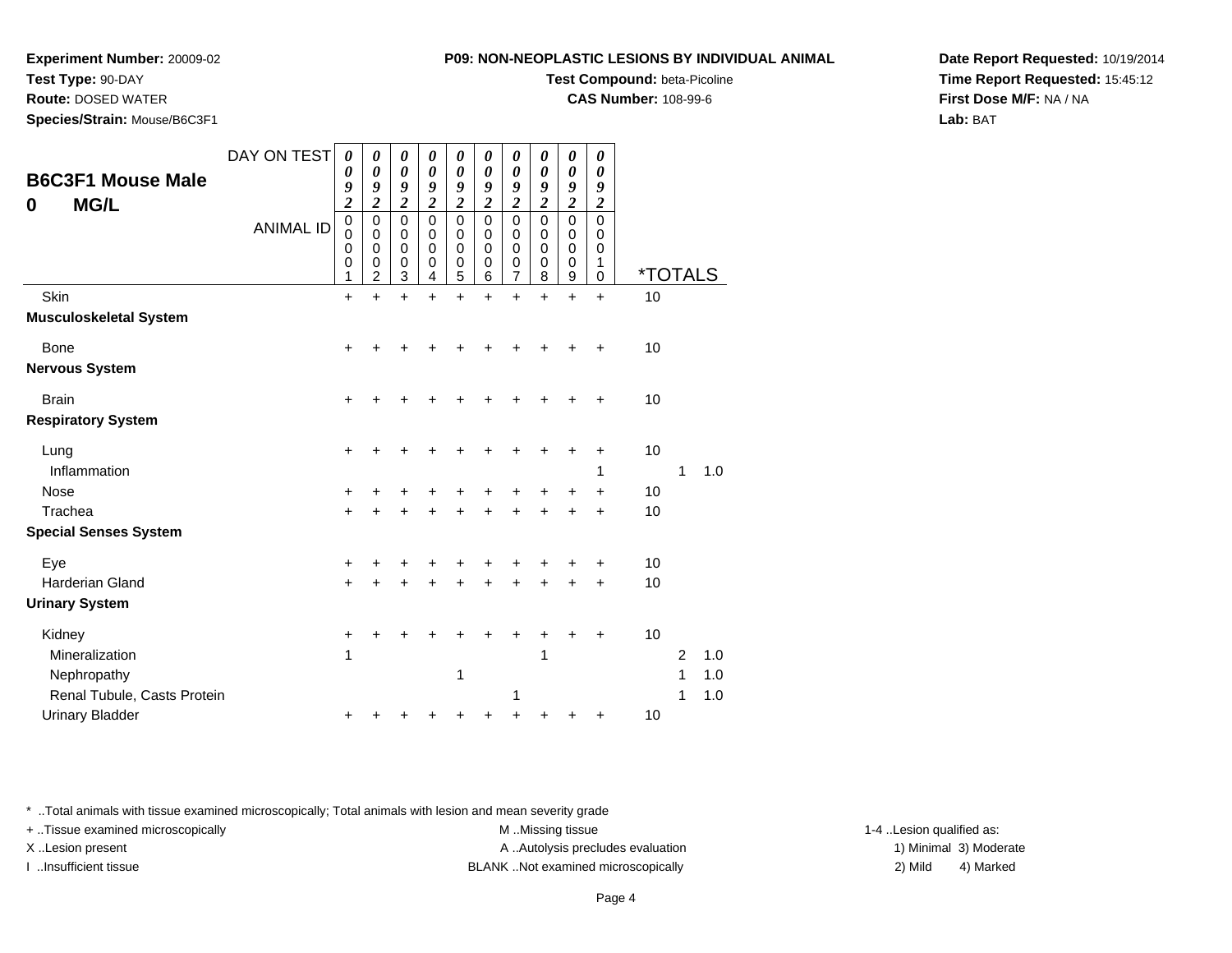**Experiment Number:** 20009-02
**Test Type:** 90-DAY
**Route:** DOSED WATER
**Species/Strain:** Mouse/B6C3F1

**P09: NON-NEOPLASTIC LESIONS BY INDIVIDUAL ANIMAL**
**Test Compound:** beta-Picoline
**CAS Number:** 108-99-6

**Date Report Requested:** 10/19/2014
**Time Report Requested:** 15:45:12
**First Dose M/F:** NA / NA
**Lab:** BAT

## B6C3F1 Mouse Male 0 MG/L

| DAY ON TEST | 0092 | 0092 | 0092 | 0092 | 0092 | 0092 | 0092 | 0092 | 0092 | 0092 | | | |
|---|---|---|---|---|---|---|---|---|---|---|---|---|---|
| ANIMAL ID | 00001 | 00002 | 00003 | 00004 | 00005 | 00006 | 00007 | 00008 | 00009 | 00010 | *TOTALS | | |
| Skin | + | + | + | + | + | + | + | + | + | + | 10 | | |
| **Musculoskeletal System** | | | | | | | | | | | | | |
| Bone | + | + | + | + | + | + | + | + | + | + | 10 | | |
| **Nervous System** | | | | | | | | | | | | | |
| Brain | + | + | + | + | + | + | + | + | + | + | 10 | | |
| **Respiratory System** | | | | | | | | | | | | | |
| Lung | + | + | + | + | + | + | + | + | + | + | 10 | | |
| Inflammation | | | | | | | | | | 1 | | 1 | 1.0 |
| Nose | + | + | + | + | + | + | + | + | + | + | 10 | | |
| Trachea | + | + | + | + | + | + | + | + | + | + | 10 | | |
| **Special Senses System** | | | | | | | | | | | | | |
| Eye | + | + | + | + | + | + | + | + | + | + | 10 | | |
| Harderian Gland | + | + | + | + | + | + | + | + | + | + | 10 | | |
| **Urinary System** | | | | | | | | | | | | | |
| Kidney | + | + | + | + | + | + | + | + | + | + | 10 | | |
| Mineralization | 1 | | | | | | | 1 | | | | 2 | 1.0 |
| Nephropathy | | | | | 1 | | | | | | | 1 | 1.0 |
| Renal Tubule, Casts Protein | | | | | | | 1 | | | | | 1 | 1.0 |
| Urinary Bladder | + | + | + | + | + | + | + | + | + | + | 10 | | |

* ..Total animals with tissue examined microscopically; Total animals with lesion and mean severity grade
+ ..Tissue examined microscopically
X ..Lesion present
I ..Insufficient tissue
M ..Missing tissue
A ..Autolysis precludes evaluation
BLANK ..Not examined microscopically
1-4 ..Lesion qualified as:
1) Minimal 2) Mild 3) Moderate 4) Marked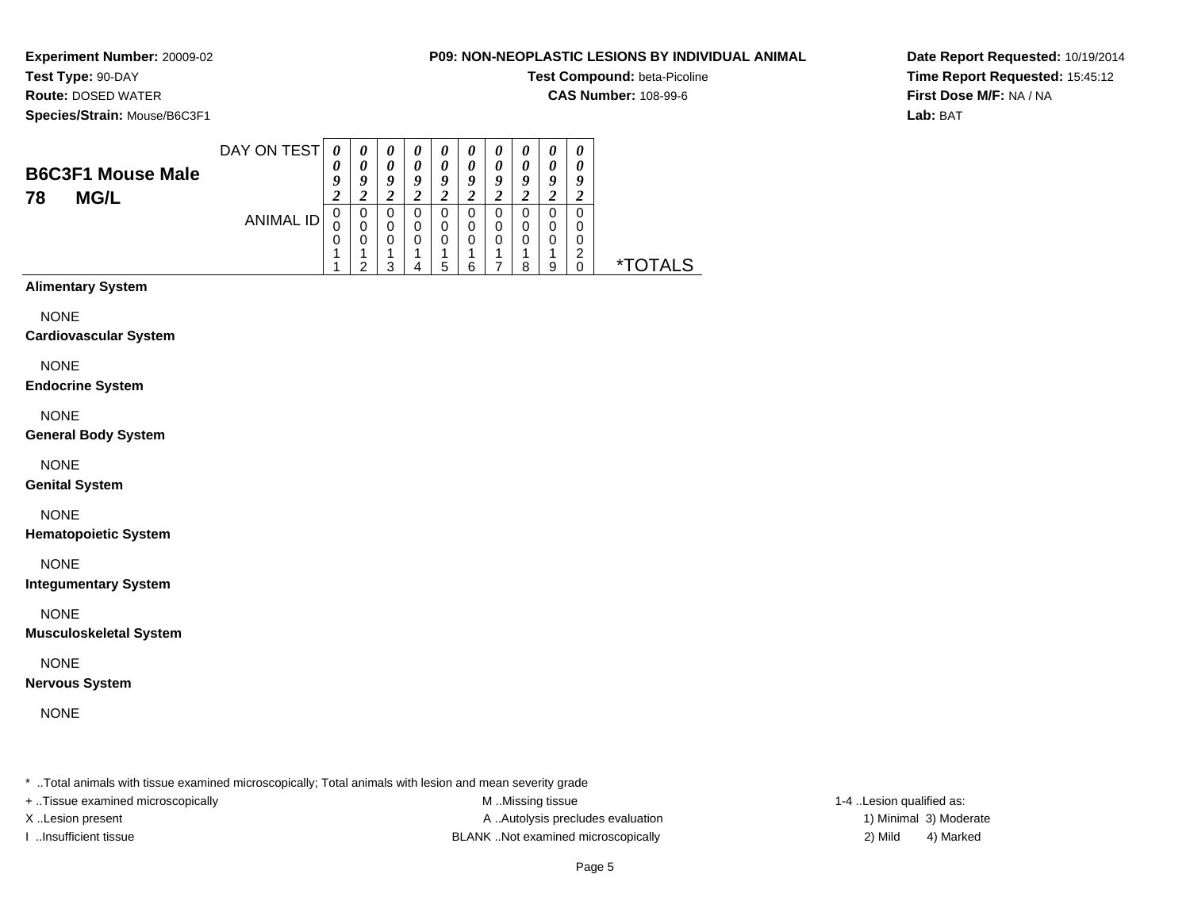**Experiment Number:** 20009-02
**Test Type:** 90-DAY
**Route:** DOSED WATER
**Species/Strain:** Mouse/B6C3F1

**P09: NON-NEOPLASTIC LESIONS BY INDIVIDUAL ANIMAL**
**Test Compound:** beta-Picoline
**CAS Number:** 108-99-6

**Date Report Requested:** 10/19/2014
**Time Report Requested:** 15:45:12
**First Dose M/F:** NA / NA
**Lab:** BAT

## B6C3F1 Mouse Male
## 78 MG/L

| DAY ON TEST | 0092 | 0092 | 0092 | 0092 | 0092 | 0092 | 0092 | 0092 | 0092 | 0092 | |
|---|---|---|---|---|---|---|---|---|---|---|---|
| ANIMAL ID | 00011 | 00012 | 00013 | 00014 | 00015 | 00016 | 00017 | 00018 | 00019 | 00020 | *TOTALS |
| **Alimentary System** | | | | | | | | | | | |
| NONE | | | | | | | | | | | |
| **Cardiovascular System** | | | | | | | | | | | |
| NONE | | | | | | | | | | | |
| **Endocrine System** | | | | | | | | | | | |
| NONE | | | | | | | | | | | |
| **General Body System** | | | | | | | | | | | |
| NONE | | | | | | | | | | | |
| **Genital System** | | | | | | | | | | | |
| NONE | | | | | | | | | | | |
| **Hematopoietic System** | | | | | | | | | | | |
| NONE | | | | | | | | | | | |
| **Integumentary System** | | | | | | | | | | | |
| NONE | | | | | | | | | | | |
| **Musculoskeletal System** | | | | | | | | | | | |
| NONE | | | | | | | | | | | |
| **Nervous System** | | | | | | | | | | | |
| NONE | | | | | | | | | | | |

* ..Total animals with tissue examined microscopically; Total animals with lesion and mean severity grade
+ ..Tissue examined microscopically
X ..Lesion present
I ..Insufficient tissue
M ..Missing tissue
A ..Autolysis precludes evaluation
BLANK ..Not examined microscopically
1-4 ..Lesion qualified as:
1) Minimal 3) Moderate
2) Mild 4) Marked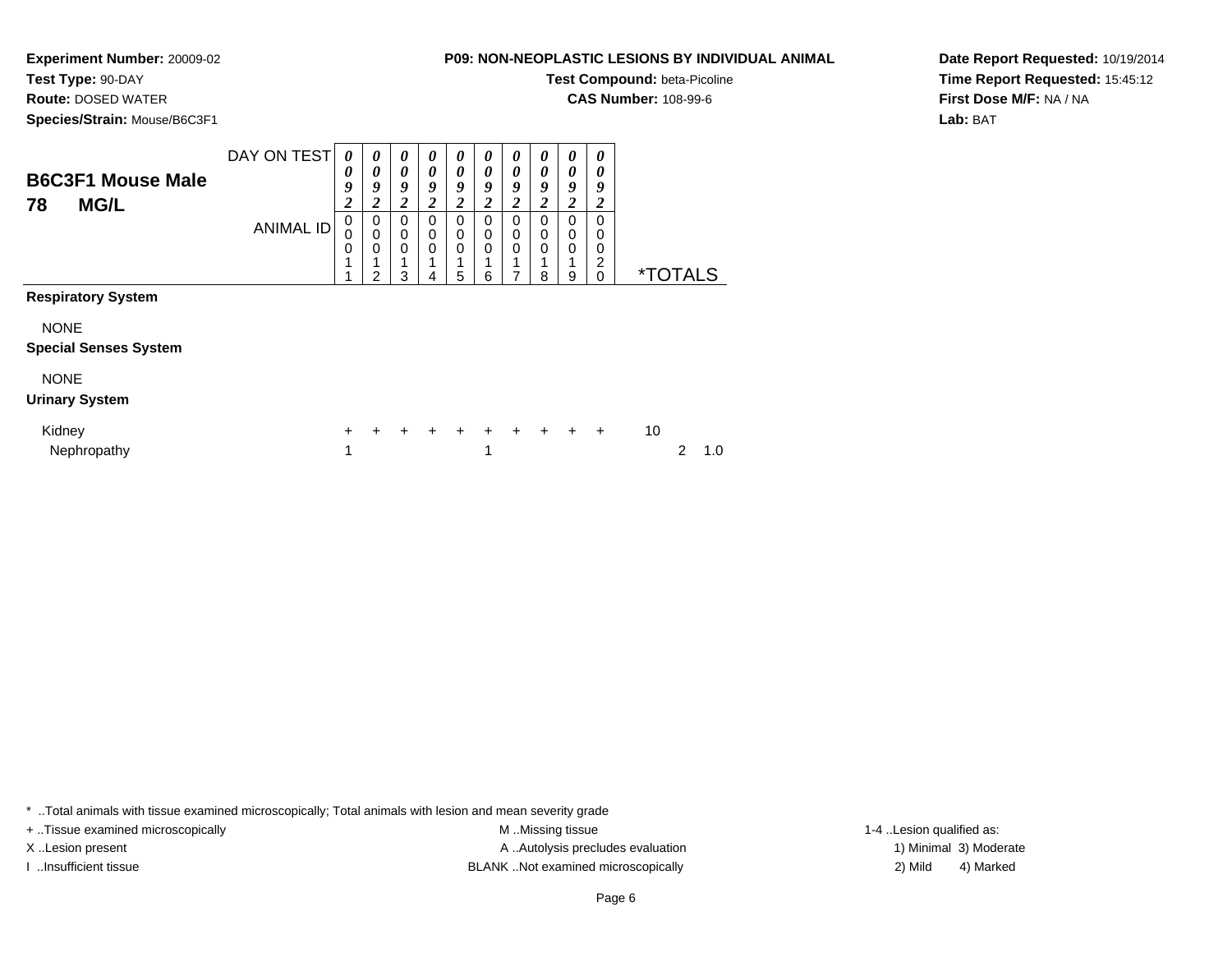**Experiment Number:** 20009-02
**Test Type:** 90-DAY
**Route:** DOSED WATER
**Species/Strain:** Mouse/B6C3F1

**P09: NON-NEOPLASTIC LESIONS BY INDIVIDUAL ANIMAL**
**Test Compound:** beta-Picoline
**CAS Number:** 108-99-6

**Date Report Requested:** 10/19/2014
**Time Report Requested:** 15:45:12
**First Dose M/F:** NA / NA
**Lab:** BAT

## B6C3F1 Mouse Male 78 MG/L

| DAY ON TEST | 0092 | 0092 | 0092 | 0092 | 0092 | 0092 | 0092 | 0092 | 0092 | 0092 | | |
|---|---|---|---|---|---|---|---|---|---|---|---|---|
| ANIMAL ID | 00011 | 00012 | 00013 | 00014 | 00015 | 00016 | 00017 | 00018 | 00019 | 00020 | *TOTALS | |
| **Respiratory System** | | | | | | | | | | | | |
| NONE | | | | | | | | | | | | |
| **Special Senses System** | | | | | | | | | | | | |
| NONE | | | | | | | | | | | | |
| **Urinary System** | | | | | | | | | | | | |
| Kidney | + | + | + | + | + | + | + | + | + | + | 10 | |
| Nephropathy | 1 | | | | | 1 | | | | | 2 | 1.0 |

* ..Total animals with tissue examined microscopically; Total animals with lesion and mean severity grade
+ ..Tissue examined microscopically
X ..Lesion present
I ..Insufficient tissue
M ..Missing tissue
A ..Autolysis precludes evaluation
BLANK ..Not examined microscopically
1-4 ..Lesion qualified as:
1) Minimal 3) Moderate
2) Mild 4) Marked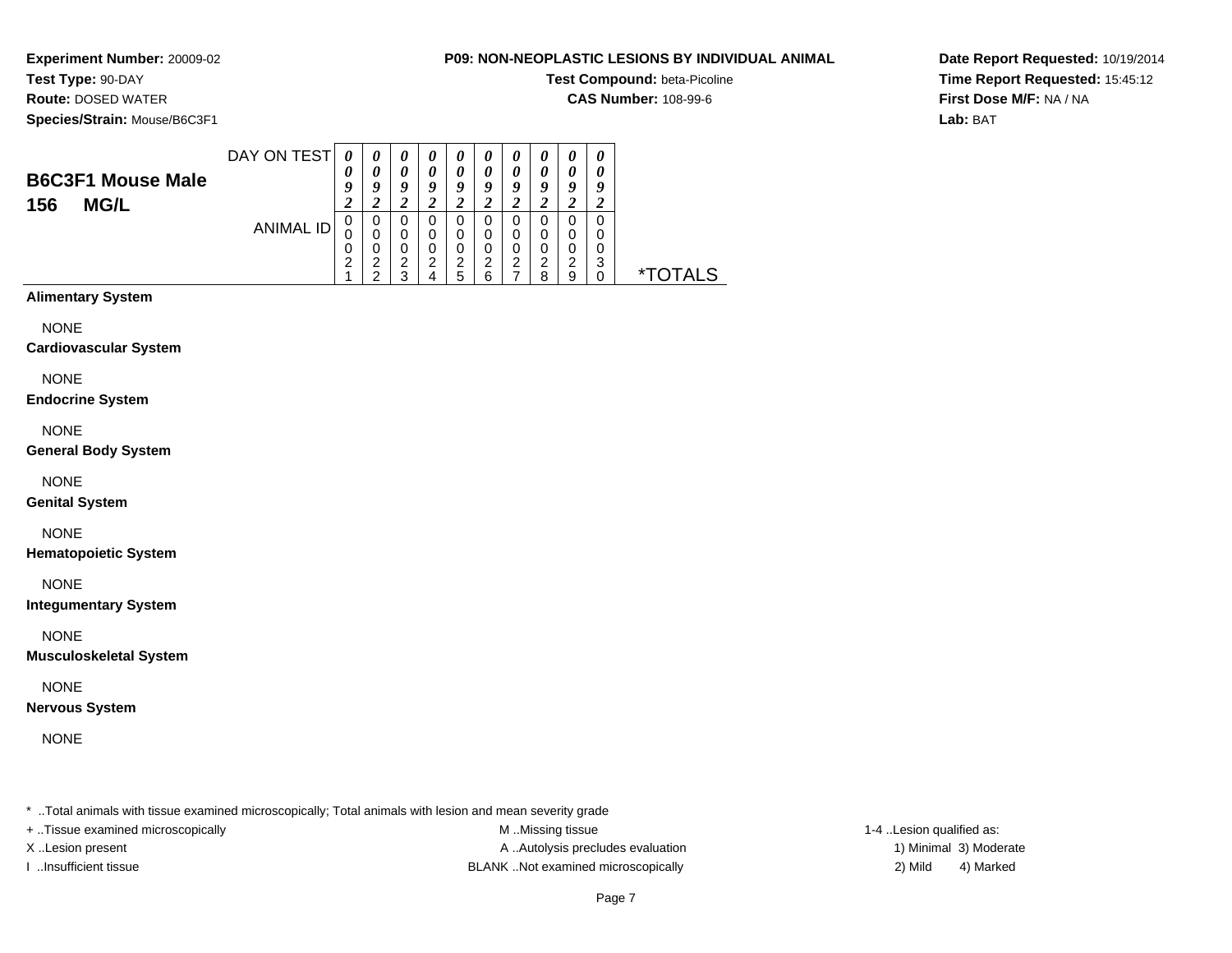**Experiment Number:** 20009-02
**Test Type:** 90-DAY
**Route:** DOSED WATER
**Species/Strain:** Mouse/B6C3F1

**P09: NON-NEOPLASTIC LESIONS BY INDIVIDUAL ANIMAL**
**Test Compound:** beta-Picoline
**CAS Number:** 108-99-6

**Date Report Requested:** 10/19/2014
**Time Report Requested:** 15:45:12
**First Dose M/F:** NA / NA
**Lab:** BAT

## B6C3F1 Mouse Male
## 156 MG/L

| DAY ON TEST | 0092 | 0092 | 0092 | 0092 | 0092 | 0092 | 0092 | 0092 | 0092 | 0092 | |
|---|---|---|---|---|---|---|---|---|---|---|---|
| ANIMAL ID | 00021 | 00022 | 00023 | 00024 | 00025 | 00026 | 00027 | 00028 | 00029 | 00030 | *TOTALS |
| **Alimentary System** | | | | | | | | | | | |
| NONE | | | | | | | | | | | |
| **Cardiovascular System** | | | | | | | | | | | |
| NONE | | | | | | | | | | | |
| **Endocrine System** | | | | | | | | | | | |
| NONE | | | | | | | | | | | |
| **General Body System** | | | | | | | | | | | |
| NONE | | | | | | | | | | | |
| **Genital System** | | | | | | | | | | | |
| NONE | | | | | | | | | | | |
| **Hematopoietic System** | | | | | | | | | | | |
| NONE | | | | | | | | | | | |
| **Integumentary System** | | | | | | | | | | | |
| NONE | | | | | | | | | | | |
| **Musculoskeletal System** | | | | | | | | | | | |
| NONE | | | | | | | | | | | |
| **Nervous System** | | | | | | | | | | | |
| NONE | | | | | | | | | | | |

* ..Total animals with tissue examined microscopically; Total animals with lesion and mean severity grade

+ ..Tissue examined microscopically
X ..Lesion present
I ..Insufficient tissue

M ..Missing tissue
A ..Autolysis precludes evaluation
BLANK ..Not examined microscopically

1-4 ..Lesion qualified as:
1) Minimal 3) Moderate
2) Mild 4) Marked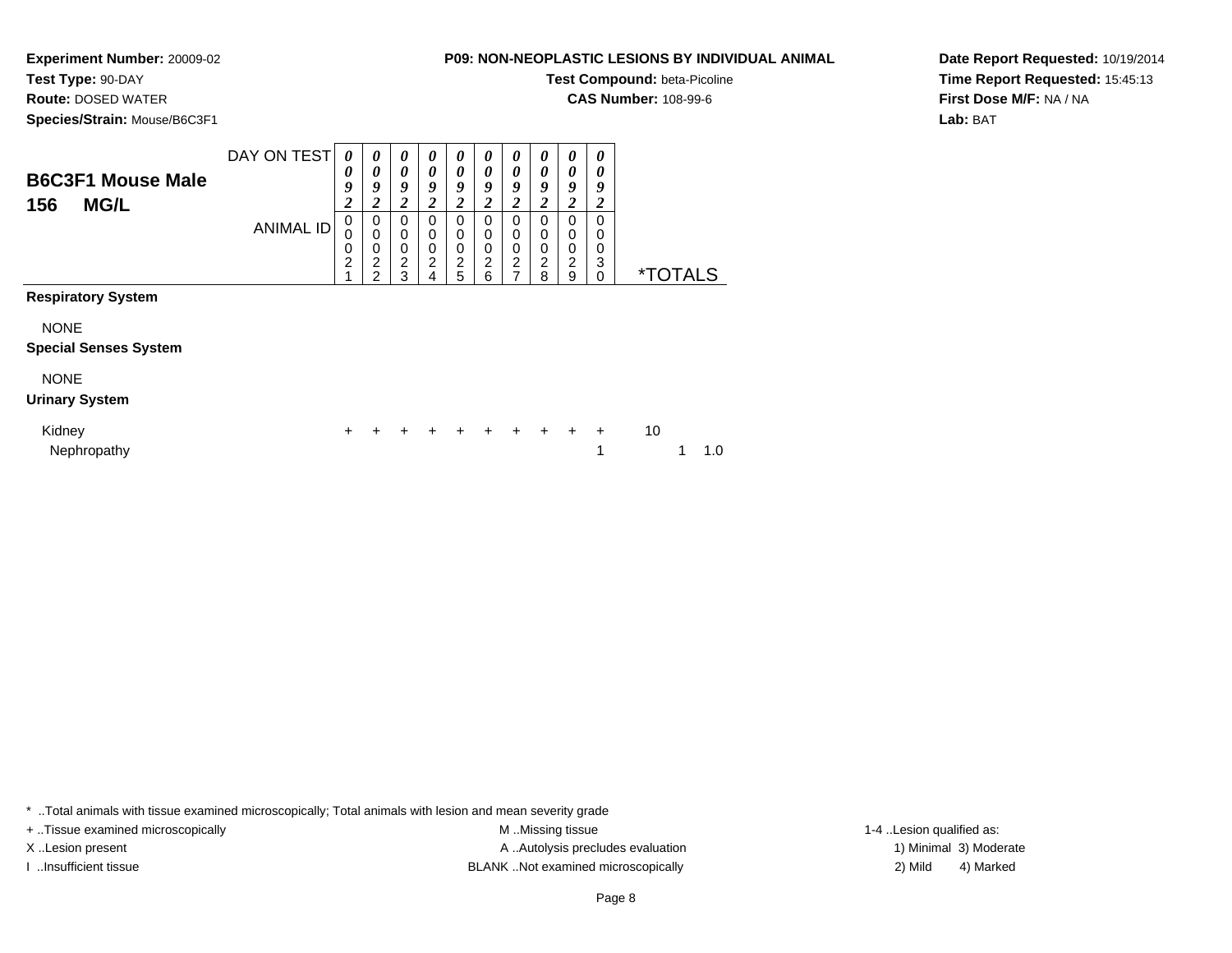**Experiment Number:** 20009-02
**Test Type:** 90-DAY
**Route:** DOSED WATER
**Species/Strain:** Mouse/B6C3F1

**P09: NON-NEOPLASTIC LESIONS BY INDIVIDUAL ANIMAL**
**Test Compound:** beta-Picoline
**CAS Number:** 108-99-6

**Date Report Requested:** 10/19/2014
**Time Report Requested:** 15:45:13
**First Dose M/F:** NA / NA
**Lab:** BAT

## B6C3F1 Mouse Male 156 MG/L

| DAY ON TEST | 0092 | 0092 | 0092 | 0092 | 0092 | 0092 | 0092 | 0092 | 0092 | 0092 | | |
|---|---|---|---|---|---|---|---|---|---|---|---|---|
| ANIMAL ID | 00021 | 00022 | 00023 | 00024 | 00025 | 00026 | 00027 | 00028 | 00029 | 00030 | *TOTALS | |
| **Respiratory System** | | | | | | | | | | | | |
| NONE | | | | | | | | | | | | |
| **Special Senses System** | | | | | | | | | | | | |
| NONE | | | | | | | | | | | | |
| **Urinary System** | | | | | | | | | | | | |
| Kidney | + | + | + | + | + | + | + | + | + | + | 10 | |
| Nephropathy | | | | | | | | | | 1 | 1 | 1.0 |

* ..Total animals with tissue examined microscopically; Total animals with lesion and mean severity grade
+ ..Tissue examined microscopically
X ..Lesion present
I ..Insufficient tissue
M ..Missing tissue
A ..Autolysis precludes evaluation
BLANK ..Not examined microscopically
1-4 ..Lesion qualified as:
1) Minimal 3) Moderate
2) Mild 4) Marked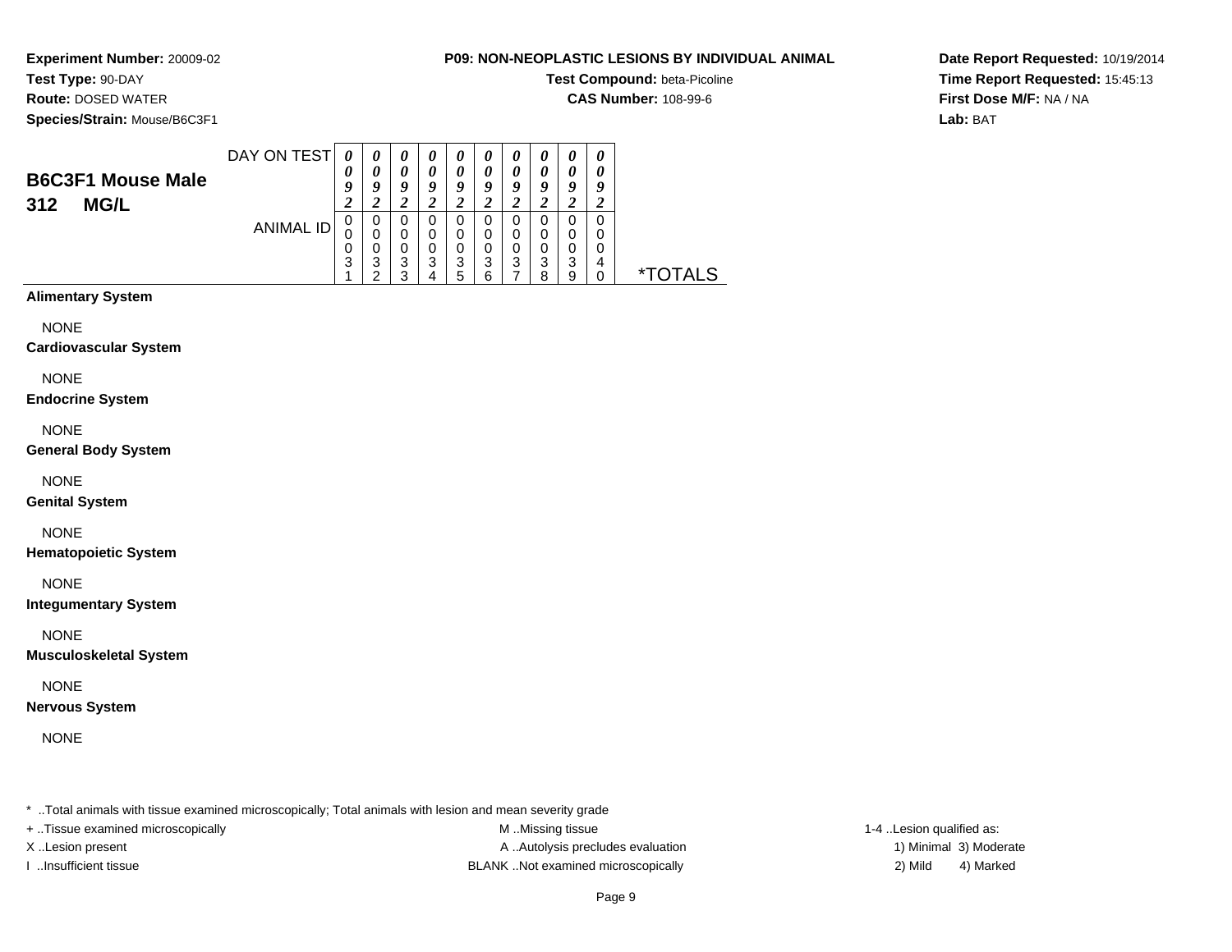**Experiment Number:** 20009-02
**Test Type:** 90-DAY
**Route:** DOSED WATER
**Species/Strain:** Mouse/B6C3F1

**P09: NON-NEOPLASTIC LESIONS BY INDIVIDUAL ANIMAL**
**Test Compound:** beta-Picoline
**CAS Number:** 108-99-6

**Date Report Requested:** 10/19/2014
**Time Report Requested:** 15:45:13
**First Dose M/F:** NA / NA
**Lab:** BAT

## B6C3F1 Mouse Male 312 MG/L

| DAY ON TEST | 0092 | 0092 | 0092 | 0092 | 0092 | 0092 | 0092 | 0092 | 0092 | 0092 | |
|---|---|---|---|---|---|---|---|---|---|---|---|
| ANIMAL ID | 00031 | 00032 | 00033 | 00034 | 00035 | 00036 | 00037 | 00038 | 00039 | 00040 | *TOTALS |

**Alimentary System**

NONE

**Cardiovascular System**

NONE

**Endocrine System**

NONE

**General Body System**

NONE

**Genital System**

NONE

**Hematopoietic System**

NONE

**Integumentary System**

NONE

**Musculoskeletal System**

NONE

**Nervous System**

NONE

* ..Total animals with tissue examined microscopically; Total animals with lesion and mean severity grade
+ ..Tissue examined microscopically
X ..Lesion present
I ..Insufficient tissue
M ..Missing tissue
A ..Autolysis precludes evaluation
BLANK ..Not examined microscopically
1-4 ..Lesion qualified as:
1) Minimal 3) Moderate
2) Mild 4) Marked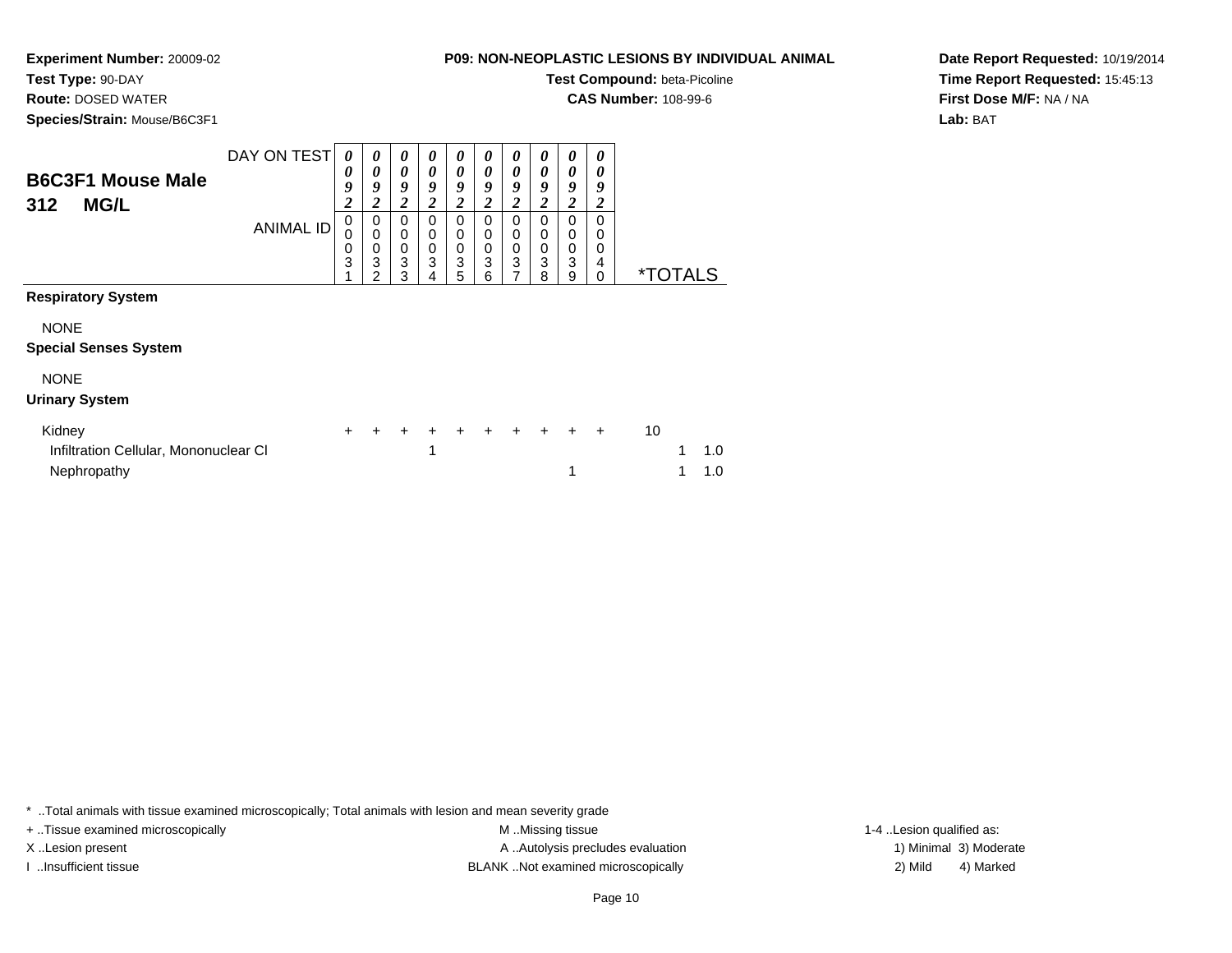**Experiment Number:** 20009-02
**Test Type:** 90-DAY
**Route:** DOSED WATER
**Species/Strain:** Mouse/B6C3F1

**P09: NON-NEOPLASTIC LESIONS BY INDIVIDUAL ANIMAL**
**Test Compound:** beta-Picoline
**CAS Number:** 108-99-6

**Date Report Requested:** 10/19/2014
**Time Report Requested:** 15:45:13
**First Dose M/F:** NA / NA
**Lab:** BAT

## B6C3F1 Mouse Male
## 312 MG/L

| DAY ON TEST | 0092 | 0092 | 0092 | 0092 | 0092 | 0092 | 0092 | 0092 | 0092 | 0092 | | |
|---|---|---|---|---|---|---|---|---|---|---|---|---|
| ANIMAL ID | 00031 | 00032 | 00033 | 00034 | 00035 | 00036 | 00037 | 00038 | 00039 | 00040 | *TOTALS | |
| **Respiratory System** | | | | | | | | | | | | |
| NONE | | | | | | | | | | | | |
| **Special Senses System** | | | | | | | | | | | | |
| NONE | | | | | | | | | | | | |
| **Urinary System** | | | | | | | | | | | | |
| Kidney | + | + | + | + | + | + | + | + | + | + | 10 | |
| Infiltration Cellular, Mononuclear Cl | | | | 1 | | | | | | | 1 | 1.0 |
| Nephropathy | | | | | | | | | 1 | | 1 | 1.0 |

* ..Total animals with tissue examined microscopically; Total animals with lesion and mean severity grade
+ ..Tissue examined microscopically
X ..Lesion present
I ..Insufficient tissue
M ..Missing tissue
A ..Autolysis precludes evaluation
BLANK ..Not examined microscopically
1-4 ..Lesion qualified as:
1) Minimal 2) Mild 3) Moderate 4) Marked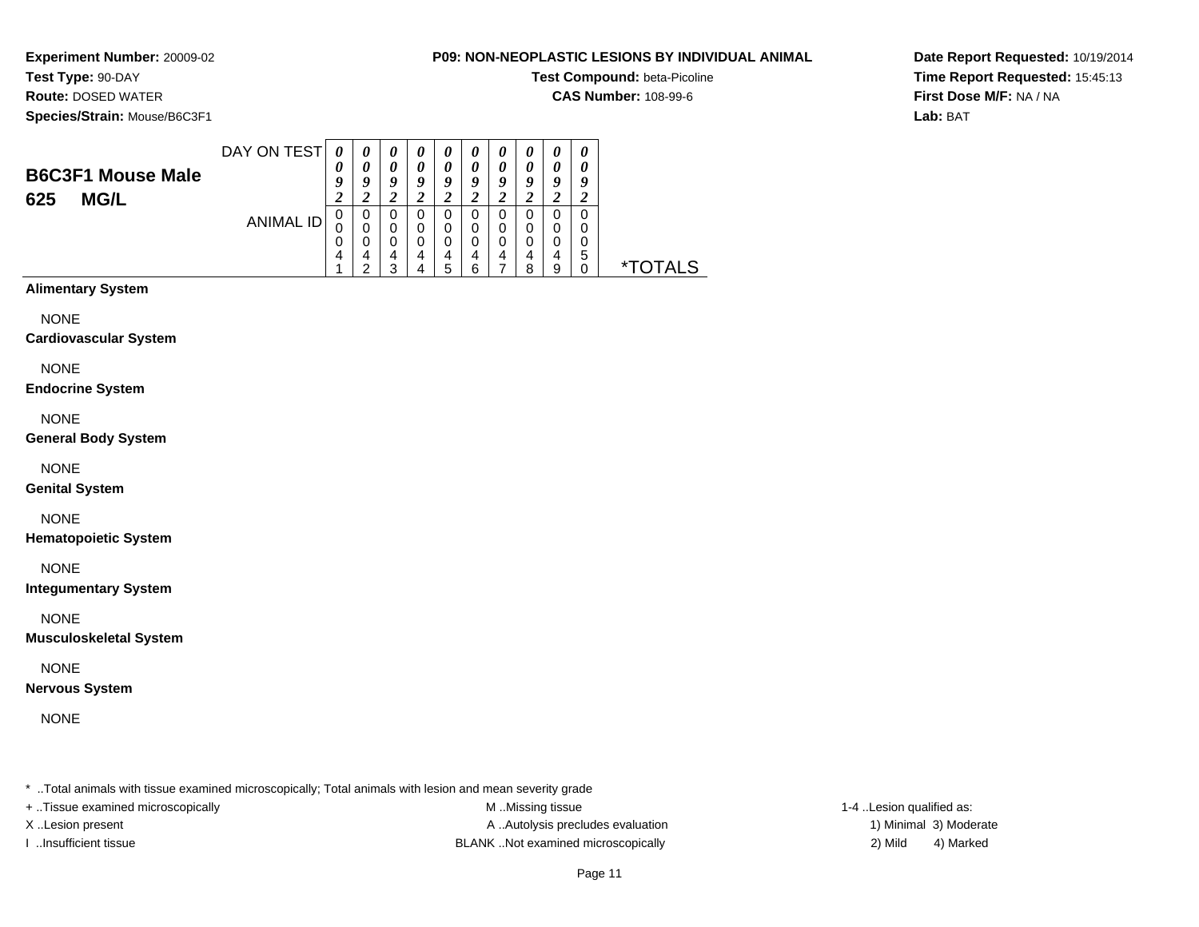**Experiment Number:** 20009-02
**Test Type:** 90-DAY
**Route:** DOSED WATER
**Species/Strain:** Mouse/B6C3F1

**P09: NON-NEOPLASTIC LESIONS BY INDIVIDUAL ANIMAL**
**Test Compound:** beta-Picoline
**CAS Number:** 108-99-6

**Date Report Requested:** 10/19/2014
**Time Report Requested:** 15:45:13
**First Dose M/F:** NA / NA
**Lab:** BAT

## B6C3F1 Mouse Male 625 MG/L

| | | | | | | | | | | | |
|---|---|---|---|---|---|---|---|---|---|---|---|
| DAY ON TEST | 0092 | 0092 | 0092 | 0092 | 0092 | 0092 | 0092 | 0092 | 0092 | 0092 | |
| ANIMAL ID | 00041 | 00042 | 00043 | 00044 | 00045 | 00046 | 00047 | 00048 | 00049 | 00050 | *TOTALS |

**Alimentary System**

NONE

**Cardiovascular System**

NONE

**Endocrine System**

NONE

**General Body System**

NONE

**Genital System**

NONE

**Hematopoietic System**

NONE

**Integumentary System**

NONE

**Musculoskeletal System**

NONE

**Nervous System**

NONE

* ..Total animals with tissue examined microscopically; Total animals with lesion and mean severity grade
+ ..Tissue examined microscopically
X ..Lesion present
I ..Insufficient tissue
M ..Missing tissue
A ..Autolysis precludes evaluation
BLANK ..Not examined microscopically
1-4 ..Lesion qualified as:
1) Minimal 3) Moderate
2) Mild 4) Marked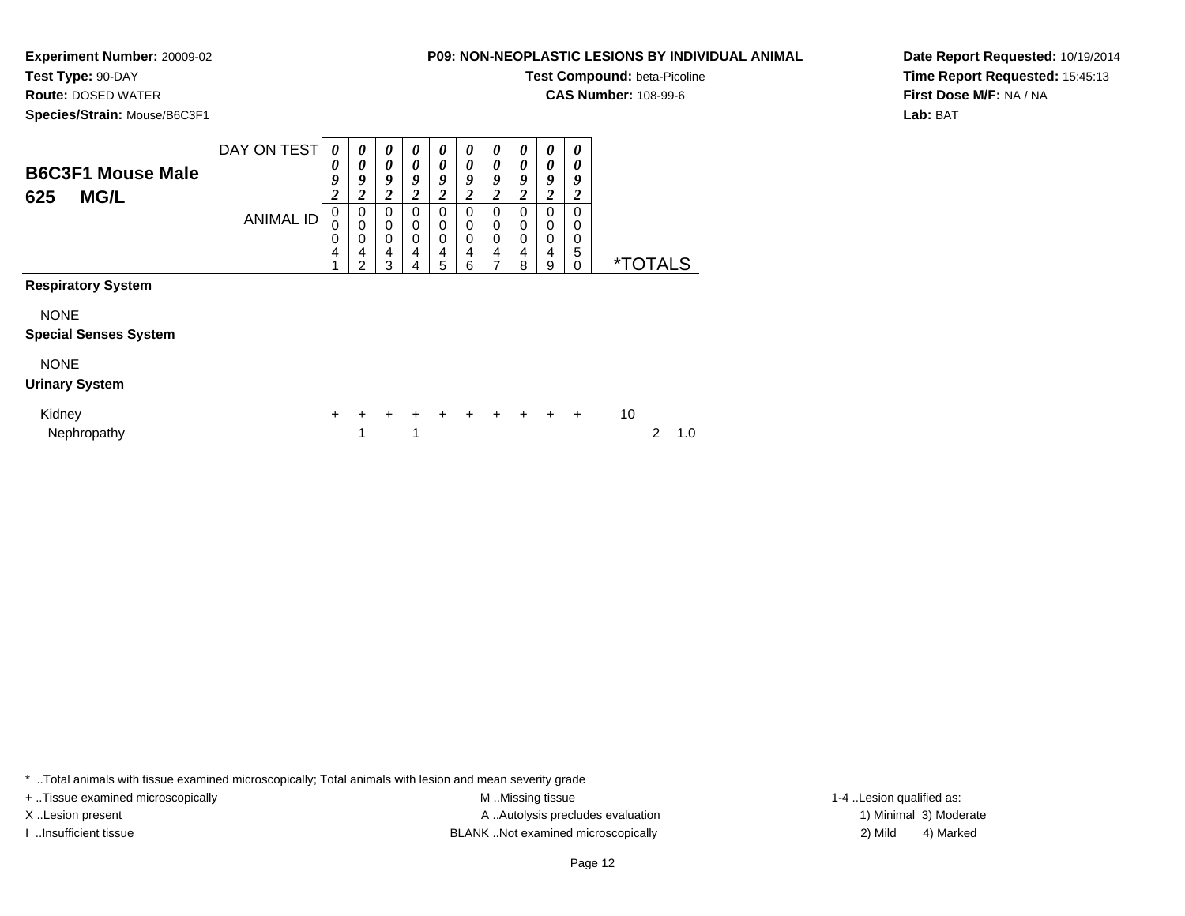**Experiment Number:** 20009-02
**Test Type:** 90-DAY
**Route:** DOSED WATER
**Species/Strain:** Mouse/B6C3F1

**P09: NON-NEOPLASTIC LESIONS BY INDIVIDUAL ANIMAL**
**Test Compound:** beta-Picoline
**CAS Number:** 108-99-6

**Date Report Requested:** 10/19/2014
**Time Report Requested:** 15:45:13
**First Dose M/F:** NA / NA
**Lab:** BAT

## B6C3F1 Mouse Male 625 MG/L

| DAY ON TEST | 0092 | 0092 | 0092 | 0092 | 0092 | 0092 | 0092 | 0092 | 0092 | 0092 | | |
|---|---|---|---|---|---|---|---|---|---|---|---|---|
| ANIMAL ID | 00041 | 00042 | 00043 | 00044 | 00045 | 00046 | 00047 | 00048 | 00049 | 00050 | *TOTALS | |
| **Respiratory System** | | | | | | | | | | | | |
| NONE | | | | | | | | | | | | |
| **Special Senses System** | | | | | | | | | | | | |
| NONE | | | | | | | | | | | | |
| **Urinary System** | | | | | | | | | | | | |
| Kidney | + | + | + | + | + | + | + | + | + | + | 10 | |
| Nephropathy | | 1 | | 1 | | | | | | | 2 | 1.0 |

* ..Total animals with tissue examined microscopically; Total animals with lesion and mean severity grade
+ ..Tissue examined microscopically
X ..Lesion present
I ..Insufficient tissue
M ..Missing tissue
A ..Autolysis precludes evaluation
BLANK ..Not examined microscopically
1-4 ..Lesion qualified as:
1) Minimal 3) Moderate
2) Mild 4) Marked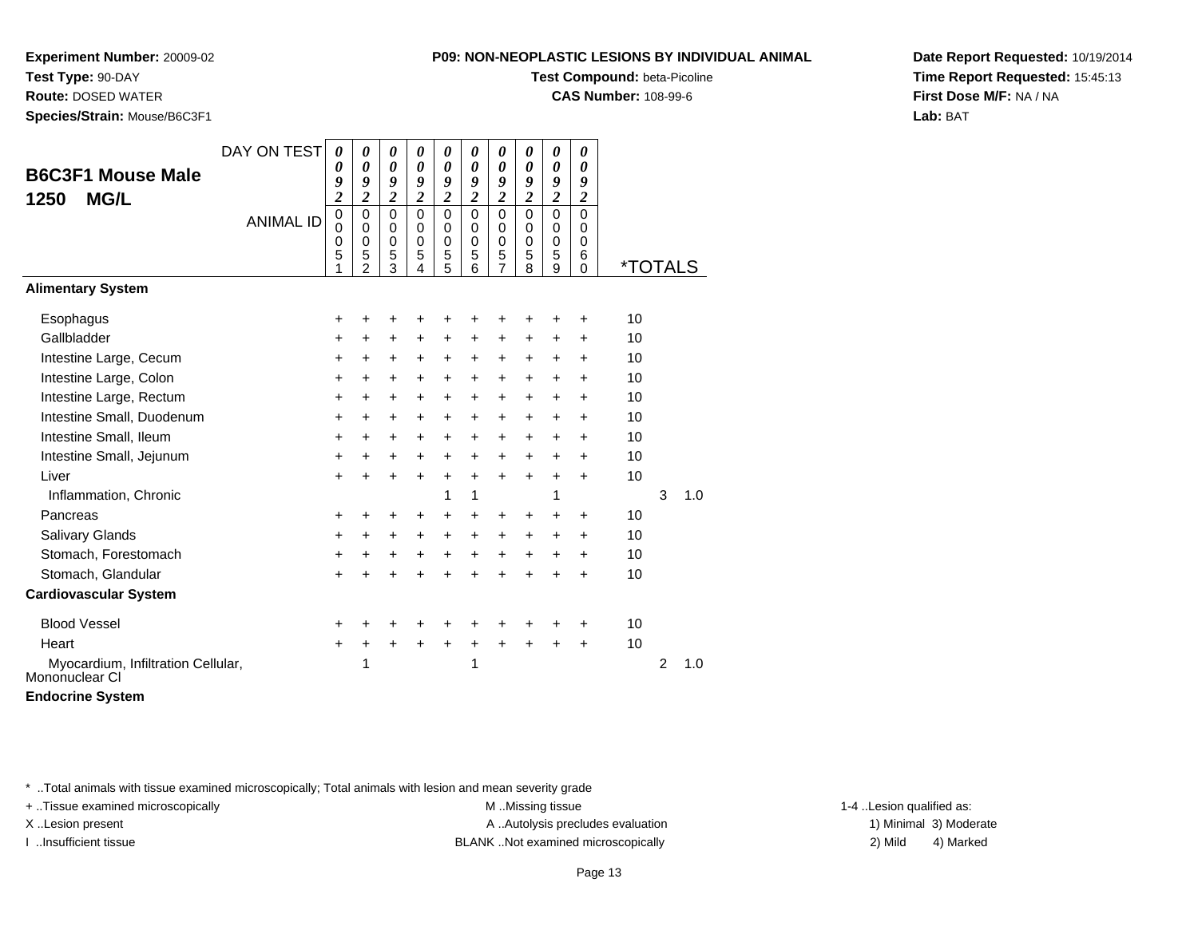**Experiment Number:** 20009-02
**Test Type:** 90-DAY
**Route:** DOSED WATER
**Species/Strain:** Mouse/B6C3F1

**P09: NON-NEOPLASTIC LESIONS BY INDIVIDUAL ANIMAL**
**Test Compound:** beta-Picoline
**CAS Number:** 108-99-6

**Date Report Requested:** 10/19/2014
**Time Report Requested:** 15:45:13
**First Dose M/F:** NA / NA
**Lab:** BAT

## B6C3F1 Mouse Male
## 1250 MG/L

| DAY ON TEST | 0092 | 0092 | 0092 | 0092 | 0092 | 0092 | 0092 | 0092 | 0092 | 0092 | | | |
|---|---|---|---|---|---|---|---|---|---|---|---|---|---|
| ANIMAL ID | 00051 | 00052 | 00053 | 00054 | 00055 | 00056 | 00057 | 00058 | 00059 | 00060 | *TOTALS | | |
| **Alimentary System** | | | | | | | | | | | | | |
| Esophagus | + | + | + | + | + | + | + | + | + | + | 10 | | |
| Gallbladder | + | + | + | + | + | + | + | + | + | + | 10 | | |
| Intestine Large, Cecum | + | + | + | + | + | + | + | + | + | + | 10 | | |
| Intestine Large, Colon | + | + | + | + | + | + | + | + | + | + | 10 | | |
| Intestine Large, Rectum | + | + | + | + | + | + | + | + | + | + | 10 | | |
| Intestine Small, Duodenum | + | + | + | + | + | + | + | + | + | + | 10 | | |
| Intestine Small, Ileum | + | + | + | + | + | + | + | + | + | + | 10 | | |
| Intestine Small, Jejunum | + | + | + | + | + | + | + | + | + | + | 10 | | |
| Liver | + | + | + | + | + | + | + | + | + | + | 10 | | |
| Inflammation, Chronic | | | | | 1 | 1 | | | 1 | | | 3 | 1.0 |
| Pancreas | + | + | + | + | + | + | + | + | + | + | 10 | | |
| Salivary Glands | + | + | + | + | + | + | + | + | + | + | 10 | | |
| Stomach, Forestomach | + | + | + | + | + | + | + | + | + | + | 10 | | |
| Stomach, Glandular | + | + | + | + | + | + | + | + | + | + | 10 | | |
| **Cardiovascular System** | | | | | | | | | | | | | |
| Blood Vessel | + | + | + | + | + | + | + | + | + | + | 10 | | |
| Heart | + | + | + | + | + | + | + | + | + | + | 10 | | |
| Myocardium, Infiltration Cellular, Mononuclear Cl | | 1 | | | | 1 | | | | | | 2 | 1.0 |
| **Endocrine System** | | | | | | | | | | | | | |

* ..Total animals with tissue examined microscopically; Total animals with lesion and mean severity grade
+ ..Tissue examined microscopically
X ..Lesion present
I ..Insufficient tissue
M ..Missing tissue
A ..Autolysis precludes evaluation
BLANK ..Not examined microscopically
1-4 ..Lesion qualified as:
1) Minimal 3) Moderate
2) Mild 4) Marked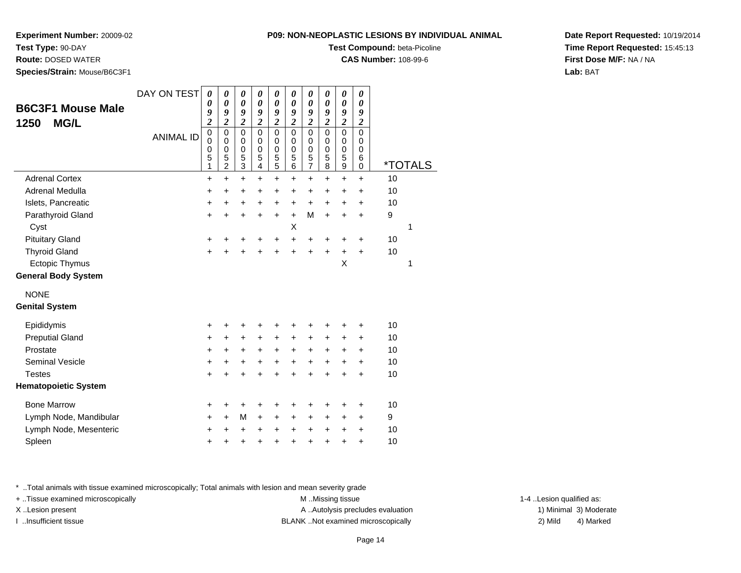**Experiment Number:** 20009-02
**Test Type:** 90-DAY
**Route:** DOSED WATER
**Species/Strain:** Mouse/B6C3F1

**P09: NON-NEOPLASTIC LESIONS BY INDIVIDUAL ANIMAL**
**Test Compound:** beta-Picoline
**CAS Number:** 108-99-6

**Date Report Requested:** 10/19/2014
**Time Report Requested:** 15:45:13
**First Dose M/F:** NA / NA
**Lab:** BAT

## B6C3F1 Mouse Male 1250 MG/L

| DAY ON TEST | 0092 | 0092 | 0092 | 0092 | 0092 | 0092 | 0092 | 0092 | 0092 | 0092 | |
|---|---|---|---|---|---|---|---|---|---|---|---|
| ANIMAL ID | 00051 | 00052 | 00053 | 00054 | 00055 | 00056 | 00057 | 00058 | 00059 | 00060 | *TOTALS |
| Adrenal Cortex | + | + | + | + | + | + | + | + | + | + | 10 |
| Adrenal Medulla | + | + | + | + | + | + | + | + | + | + | 10 |
| Islets, Pancreatic | + | + | + | + | + | + | + | + | + | + | 10 |
| Parathyroid Gland | + | + | + | + | + | + | M | + | + | + | 9 |
| Cyst | | | | | | X | | | | | 1 |
| Pituitary Gland | + | + | + | + | + | + | + | + | + | + | 10 |
| Thyroid Gland | + | + | + | + | + | + | + | + | + | + | 10 |
| Ectopic Thymus | | | | | | | | | X | | 1 |
| **General Body System** | | | | | | | | | | | |
| NONE | | | | | | | | | | | |
| **Genital System** | | | | | | | | | | | |
| Epididymis | + | + | + | + | + | + | + | + | + | + | 10 |
| Preputial Gland | + | + | + | + | + | + | + | + | + | + | 10 |
| Prostate | + | + | + | + | + | + | + | + | + | + | 10 |
| Seminal Vesicle | + | + | + | + | + | + | + | + | + | + | 10 |
| Testes | + | + | + | + | + | + | + | + | + | + | 10 |
| **Hematopoietic System** | | | | | | | | | | | |
| Bone Marrow | + | + | + | + | + | + | + | + | + | + | 10 |
| Lymph Node, Mandibular | + | + | M | + | + | + | + | + | + | + | 9 |
| Lymph Node, Mesenteric | + | + | + | + | + | + | + | + | + | + | 10 |
| Spleen | + | + | + | + | + | + | + | + | + | + | 10 |

* ..Total animals with tissue examined microscopically; Total animals with lesion and mean severity grade
+ ..Tissue examined microscopically
X ..Lesion present
I ..Insufficient tissue
M ..Missing tissue
A ..Autolysis precludes evaluation
BLANK ..Not examined microscopically
1-4 ..Lesion qualified as: 1) Minimal 2) Mild 3) Moderate 4) Marked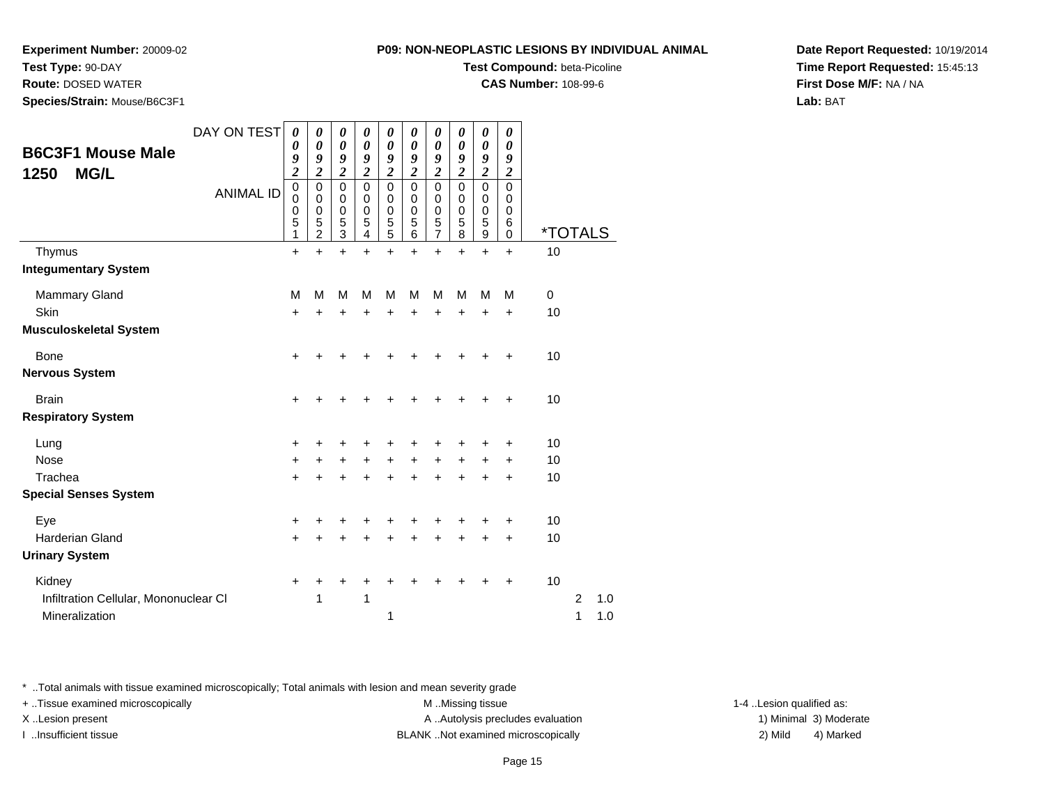**Experiment Number:** 20009-02
**Test Type:** 90-DAY
**Route:** DOSED WATER
**Species/Strain:** Mouse/B6C3F1

**P09: NON-NEOPLASTIC LESIONS BY INDIVIDUAL ANIMAL**
**Test Compound:** beta-Picoline
**CAS Number:** 108-99-6

**Date Report Requested:** 10/19/2014
**Time Report Requested:** 15:45:13
**First Dose M/F:** NA / NA
**Lab:** BAT

## B6C3F1 Mouse Male 1250 MG/L

| DAY ON TEST | 0092 | 0092 | 0092 | 0092 | 0092 | 0092 | 0092 | 0092 | 0092 | 0092 | | | |
|---|---|---|---|---|---|---|---|---|---|---|---|---|---|
| ANIMAL ID | 00051 | 00052 | 00053 | 00054 | 00055 | 00056 | 00057 | 00058 | 00059 | 00060 | *TOTALS | | |
| Thymus | + | + | + | + | + | + | + | + | + | + | 10 | | |
| **Integumentary System** | | | | | | | | | | | | | |
| Mammary Gland | M | M | M | M | M | M | M | M | M | M | 0 | | |
| Skin | + | + | + | + | + | + | + | + | + | + | 10 | | |
| **Musculoskeletal System** | | | | | | | | | | | | | |
| Bone | + | + | + | + | + | + | + | + | + | + | 10 | | |
| **Nervous System** | | | | | | | | | | | | | |
| Brain | + | + | + | + | + | + | + | + | + | + | 10 | | |
| **Respiratory System** | | | | | | | | | | | | | |
| Lung | + | + | + | + | + | + | + | + | + | + | 10 | | |
| Nose | + | + | + | + | + | + | + | + | + | + | 10 | | |
| Trachea | + | + | + | + | + | + | + | + | + | + | 10 | | |
| **Special Senses System** | | | | | | | | | | | | | |
| Eye | + | + | + | + | + | + | + | + | + | + | 10 | | |
| Harderian Gland | + | + | + | + | + | + | + | + | + | + | 10 | | |
| **Urinary System** | | | | | | | | | | | | | |
| Kidney | + | + | + | + | + | + | + | + | + | + | 10 | | |
| Infiltration Cellular, Mononuclear Cl | | 1 | | 1 | | | | | | | | 2 | 1.0 |
| Mineralization | | | | | 1 | | | | | | | 1 | 1.0 |

* ..Total animals with tissue examined microscopically; Total animals with lesion and mean severity grade
+ ..Tissue examined microscopically
X ..Lesion present
I ..Insufficient tissue
M ..Missing tissue
A ..Autolysis precludes evaluation
BLANK ..Not examined microscopically
1-4 ..Lesion qualified as:
1) Minimal 2) Mild 3) Moderate 4) Marked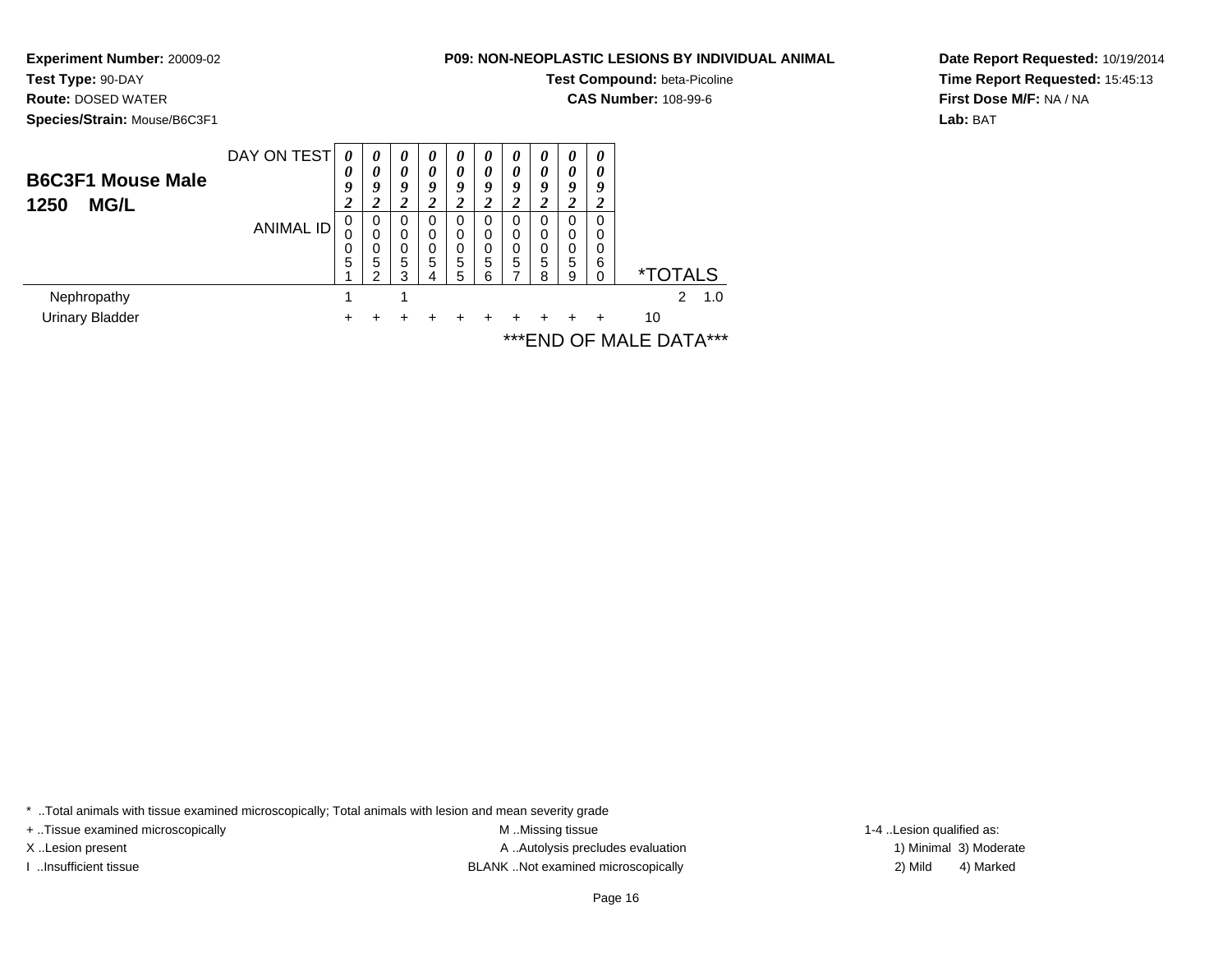**Experiment Number:** 20009-02
**Test Type:** 90-DAY
**Route:** DOSED WATER
**Species/Strain:** Mouse/B6C3F1

**P09: NON-NEOPLASTIC LESIONS BY INDIVIDUAL ANIMAL**
**Test Compound:** beta-Picoline
**CAS Number:** 108-99-6

**Date Report Requested:** 10/19/2014
**Time Report Requested:** 15:45:13
**First Dose M/F:** NA / NA
**Lab:** BAT

## B6C3F1 Mouse Male
## 1250 MG/L

| DAY ON TEST | 0092 | 0092 | 0092 | 0092 | 0092 | 0092 | 0092 | 0092 | 0092 | 0092 | |
|---|---|---|---|---|---|---|---|---|---|---|---|
| ANIMAL ID | 00051 | 00052 | 00053 | 00054 | 00055 | 00056 | 00057 | 00058 | 00059 | 00060 | *TOTALS |
| Nephropathy | 1 | | 1 | | | | | | | | 2 1.0 |
| Urinary Bladder | + | + | + | + | + | + | + | + | + | + | 10 |

***END OF MALE DATA***

* ..Total animals with tissue examined microscopically; Total animals with lesion and mean severity grade
+ ..Tissue examined microscopically
X ..Lesion present
I ..Insufficient tissue
M ..Missing tissue
A ..Autolysis precludes evaluation
BLANK ..Not examined microscopically
1-4 ..Lesion qualified as:
1) Minimal 3) Moderate
2) Mild 4) Marked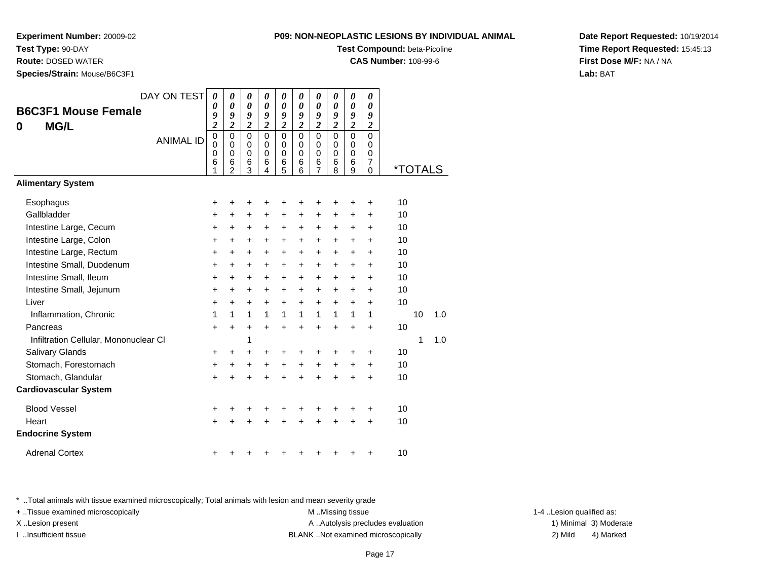**Experiment Number:** 20009-02
**Test Type:** 90-DAY
**Route:** DOSED WATER
**Species/Strain:** Mouse/B6C3F1

**P09: NON-NEOPLASTIC LESIONS BY INDIVIDUAL ANIMAL**
**Test Compound:** beta-Picoline
**CAS Number:** 108-99-6

**Date Report Requested:** 10/19/2014
**Time Report Requested:** 15:45:13
**First Dose M/F:** NA / NA
**Lab:** BAT

## B6C3F1 Mouse Female
## 0 MG/L

| DAY ON TEST | 0092 | 0092 | 0092 | 0092 | 0092 | 0092 | 0092 | 0092 | 0092 | 0092 | | | |
|---|---|---|---|---|---|---|---|---|---|---|---|---|---|
| ANIMAL ID | 00061 | 00062 | 00063 | 00064 | 00065 | 00066 | 00067 | 00068 | 00069 | 00070 | *TOTALS | | |
| **Alimentary System** | | | | | | | | | | | | | |
| Esophagus | + | + | + | + | + | + | + | + | + | + | 10 | | |
| Gallbladder | + | + | + | + | + | + | + | + | + | + | 10 | | |
| Intestine Large, Cecum | + | + | + | + | + | + | + | + | + | + | 10 | | |
| Intestine Large, Colon | + | + | + | + | + | + | + | + | + | + | 10 | | |
| Intestine Large, Rectum | + | + | + | + | + | + | + | + | + | + | 10 | | |
| Intestine Small, Duodenum | + | + | + | + | + | + | + | + | + | + | 10 | | |
| Intestine Small, Ileum | + | + | + | + | + | + | + | + | + | + | 10 | | |
| Intestine Small, Jejunum | + | + | + | + | + | + | + | + | + | + | 10 | | |
| Liver | + | + | + | + | + | + | + | + | + | + | 10 | | |
| Inflammation, Chronic | 1 | 1 | 1 | 1 | 1 | 1 | 1 | 1 | 1 | 1 | | 10 | 1.0 |
| Pancreas | + | + | + | + | + | + | + | + | + | + | 10 | | |
| Infiltration Cellular, Mononuclear Cl | | | 1 | | | | | | | | | 1 | 1.0 |
| Salivary Glands | + | + | + | + | + | + | + | + | + | + | 10 | | |
| Stomach, Forestomach | + | + | + | + | + | + | + | + | + | + | 10 | | |
| Stomach, Glandular | + | + | + | + | + | + | + | + | + | + | 10 | | |
| **Cardiovascular System** | | | | | | | | | | | | | |
| Blood Vessel | + | + | + | + | + | + | + | + | + | + | 10 | | |
| Heart | + | + | + | + | + | + | + | + | + | + | 10 | | |
| **Endocrine System** | | | | | | | | | | | | | |
| Adrenal Cortex | + | + | + | + | + | + | + | + | + | + | 10 | | |

* ..Total animals with tissue examined microscopically; Total animals with lesion and mean severity grade
+ ..Tissue examined microscopically
X ..Lesion present
I ..Insufficient tissue

M ..Missing tissue
A ..Autolysis precludes evaluation
BLANK ..Not examined microscopically

1-4 ..Lesion qualified as:
1) Minimal 3) Moderate
2) Mild 4) Marked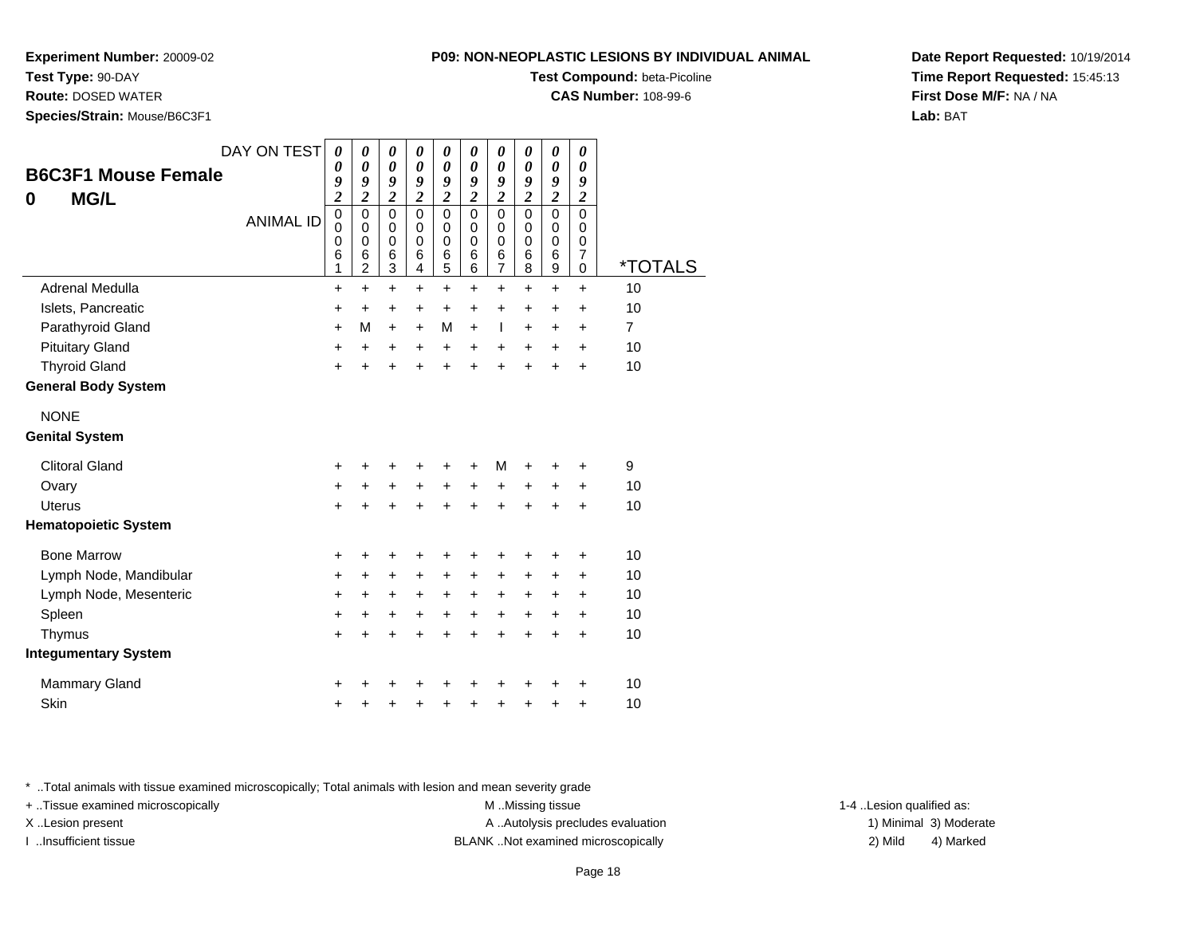**Experiment Number:** 20009-02
**Test Type:** 90-DAY
**Route:** DOSED WATER
**Species/Strain:** Mouse/B6C3F1

**P09: NON-NEOPLASTIC LESIONS BY INDIVIDUAL ANIMAL**
**Test Compound:** beta-Picoline
**CAS Number:** 108-99-6

**Date Report Requested:** 10/19/2014
**Time Report Requested:** 15:45:13
**First Dose M/F:** NA / NA
**Lab:** BAT

## B6C3F1 Mouse Female
## 0 MG/L

| DAY ON TEST | 0092 | 0092 | 0092 | 0092 | 0092 | 0092 | 0092 | 0092 | 0092 | 0092 | |
|---|---|---|---|---|---|---|---|---|---|---|---|
| ANIMAL ID | 00061 | 00062 | 00063 | 00064 | 00065 | 00066 | 00067 | 00068 | 00069 | 00070 | *TOTALS |
| Adrenal Medulla | + | + | + | + | + | + | + | + | + | + | 10 |
| Islets, Pancreatic | + | + | + | + | + | + | + | + | + | + | 10 |
| Parathyroid Gland | + | M | + | + | M | + | I | + | + | + | 7 |
| Pituitary Gland | + | + | + | + | + | + | + | + | + | + | 10 |
| Thyroid Gland | + | + | + | + | + | + | + | + | + | + | 10 |
| **General Body System** | | | | | | | | | | | |
| NONE | | | | | | | | | | | |
| **Genital System** | | | | | | | | | | | |
| Clitoral Gland | + | + | + | + | + | + | M | + | + | + | 9 |
| Ovary | + | + | + | + | + | + | + | + | + | + | 10 |
| Uterus | + | + | + | + | + | + | + | + | + | + | 10 |
| **Hematopoietic System** | | | | | | | | | | | |
| Bone Marrow | + | + | + | + | + | + | + | + | + | + | 10 |
| Lymph Node, Mandibular | + | + | + | + | + | + | + | + | + | + | 10 |
| Lymph Node, Mesenteric | + | + | + | + | + | + | + | + | + | + | 10 |
| Spleen | + | + | + | + | + | + | + | + | + | + | 10 |
| Thymus | + | + | + | + | + | + | + | + | + | + | 10 |
| **Integumentary System** | | | | | | | | | | | |
| Mammary Gland | + | + | + | + | + | + | + | + | + | + | 10 |
| Skin | + | + | + | + | + | + | + | + | + | + | 10 |

* ..Total animals with tissue examined microscopically; Total animals with lesion and mean severity grade
+ ..Tissue examined microscopically
X ..Lesion present
I ..Insufficient tissue

M ..Missing tissue
A ..Autolysis precludes evaluation
BLANK ..Not examined microscopically

1-4 ..Lesion qualified as:
1) Minimal 3) Moderate
2) Mild 4) Marked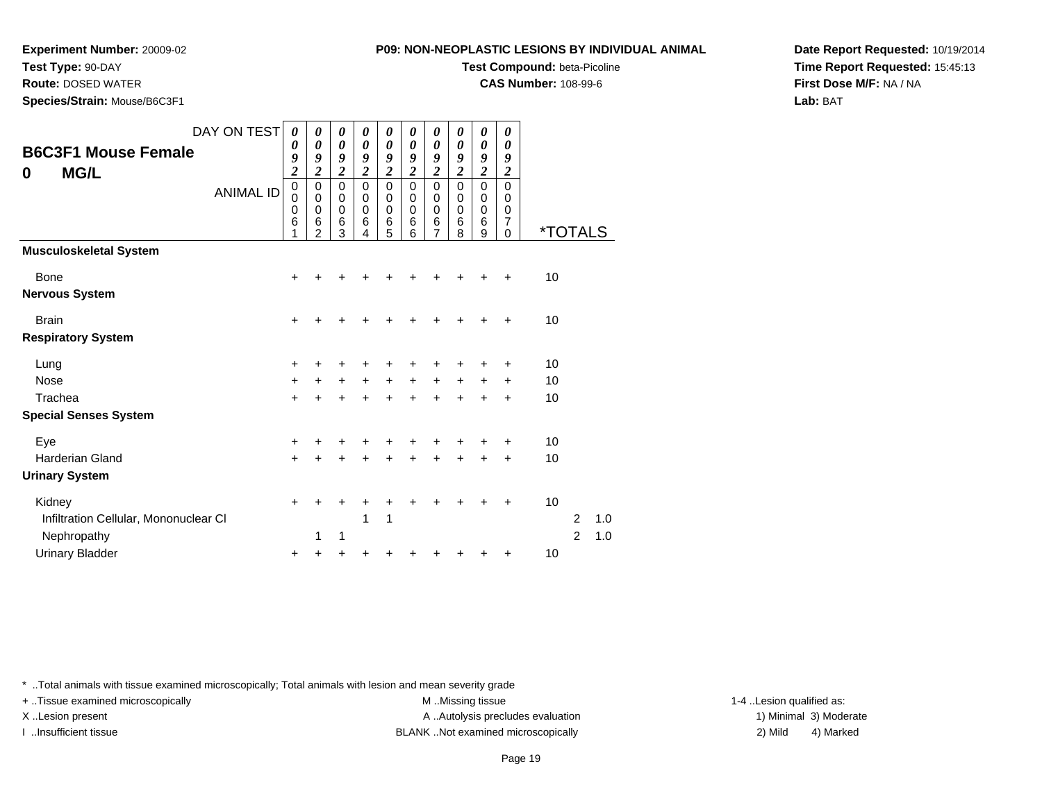**Experiment Number:** 20009-02
**Test Type:** 90-DAY
**Route:** DOSED WATER
**Species/Strain:** Mouse/B6C3F1

**P09: NON-NEOPLASTIC LESIONS BY INDIVIDUAL ANIMAL**
**Test Compound:** beta-Picoline
**CAS Number:** 108-99-6

**Date Report Requested:** 10/19/2014
**Time Report Requested:** 15:45:13
**First Dose M/F:** NA / NA
**Lab:** BAT

## B6C3F1 Mouse Female
## 0 MG/L

| DAY ON TEST | 0092 | 0092 | 0092 | 0092 | 0092 | 0092 | 0092 | 0092 | 0092 | 0092 | | | |
|---|---|---|---|---|---|---|---|---|---|---|---|---|---|
| ANIMAL ID | 00061 | 00062 | 00063 | 00064 | 00065 | 00066 | 00067 | 00068 | 00069 | 00070 | *TOTALS | | |
| **Musculoskeletal System** | | | | | | | | | | | | | |
| Bone | + | + | + | + | + | + | + | + | + | + | 10 | | |
| **Nervous System** | | | | | | | | | | | | | |
| Brain | + | + | + | + | + | + | + | + | + | + | 10 | | |
| **Respiratory System** | | | | | | | | | | | | | |
| Lung | + | + | + | + | + | + | + | + | + | + | 10 | | |
| Nose | + | + | + | + | + | + | + | + | + | + | 10 | | |
| Trachea | + | + | + | + | + | + | + | + | + | + | 10 | | |
| **Special Senses System** | | | | | | | | | | | | | |
| Eye | + | + | + | + | + | + | + | + | + | + | 10 | | |
| Harderian Gland | + | + | + | + | + | + | + | + | + | + | 10 | | |
| **Urinary System** | | | | | | | | | | | | | |
| Kidney | + | + | + | + | + | + | + | + | + | + | 10 | | |
| Infiltration Cellular, Mononuclear Cl | | | | 1 | 1 | | | | | | | 2 | 1.0 |
| Nephropathy | | 1 | 1 | | | | | | | | | 2 | 1.0 |
| Urinary Bladder | + | + | + | + | + | + | + | + | + | + | 10 | | |

* ..Total animals with tissue examined microscopically; Total animals with lesion and mean severity grade
+ ..Tissue examined microscopically
X ..Lesion present
I ..Insufficient tissue
M ..Missing tissue
A ..Autolysis precludes evaluation
BLANK ..Not examined microscopically
1-4 ..Lesion qualified as:
1) Minimal 2) Mild 3) Moderate 4) Marked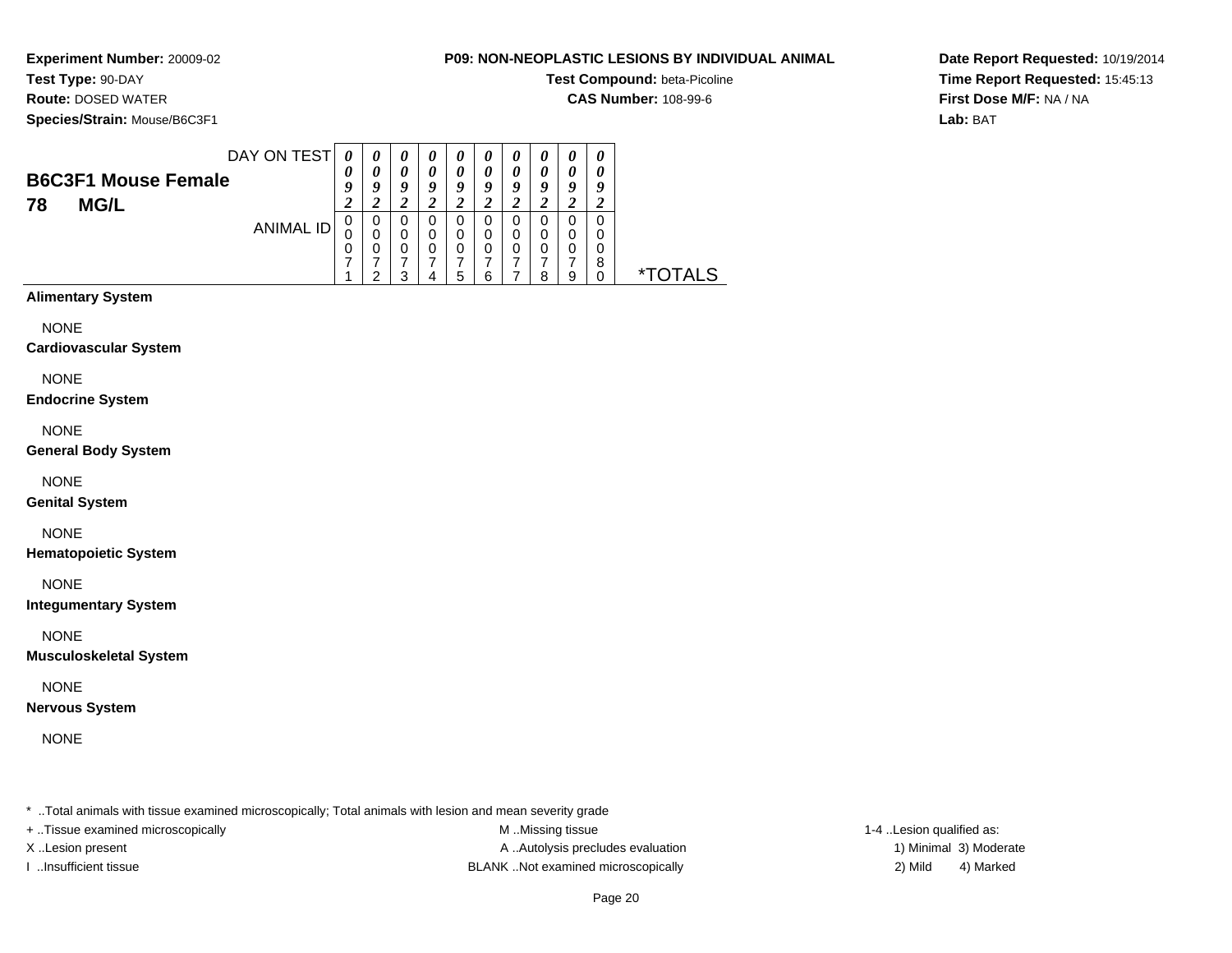**Experiment Number:** 20009-02
**Test Type:** 90-DAY
**Route:** DOSED WATER
**Species/Strain:** Mouse/B6C3F1

**P09: NON-NEOPLASTIC LESIONS BY INDIVIDUAL ANIMAL**
**Test Compound:** beta-Picoline
**CAS Number:** 108-99-6

**Date Report Requested:** 10/19/2014
**Time Report Requested:** 15:45:13
**First Dose M/F:** NA / NA
**Lab:** BAT

## B6C3F1 Mouse Female
## 78 MG/L

| DAY ON TEST | 0092 | 0092 | 0092 | 0092 | 0092 | 0092 | 0092 | 0092 | 0092 | 0092 | |
|---|---|---|---|---|---|---|---|---|---|---|---|
| ANIMAL ID | 00071 | 00072 | 00073 | 00074 | 00075 | 00076 | 00077 | 00078 | 00079 | 00080 | *TOTALS |
| **Alimentary System** | | | | | | | | | | | |
| NONE | | | | | | | | | | | |
| **Cardiovascular System** | | | | | | | | | | | |
| NONE | | | | | | | | | | | |
| **Endocrine System** | | | | | | | | | | | |
| NONE | | | | | | | | | | | |
| **General Body System** | | | | | | | | | | | |
| NONE | | | | | | | | | | | |
| **Genital System** | | | | | | | | | | | |
| NONE | | | | | | | | | | | |
| **Hematopoietic System** | | | | | | | | | | | |
| NONE | | | | | | | | | | | |
| **Integumentary System** | | | | | | | | | | | |
| NONE | | | | | | | | | | | |
| **Musculoskeletal System** | | | | | | | | | | | |
| NONE | | | | | | | | | | | |
| **Nervous System** | | | | | | | | | | | |
| NONE | | | | | | | | | | | |

* ..Total animals with tissue examined microscopically; Total animals with lesion and mean severity grade
+ ..Tissue examined microscopically
X ..Lesion present
I ..Insufficient tissue
M ..Missing tissue
A ..Autolysis precludes evaluation
BLANK ..Not examined microscopically
1-4 ..Lesion qualified as:
1) Minimal 3) Moderate
2) Mild 4) Marked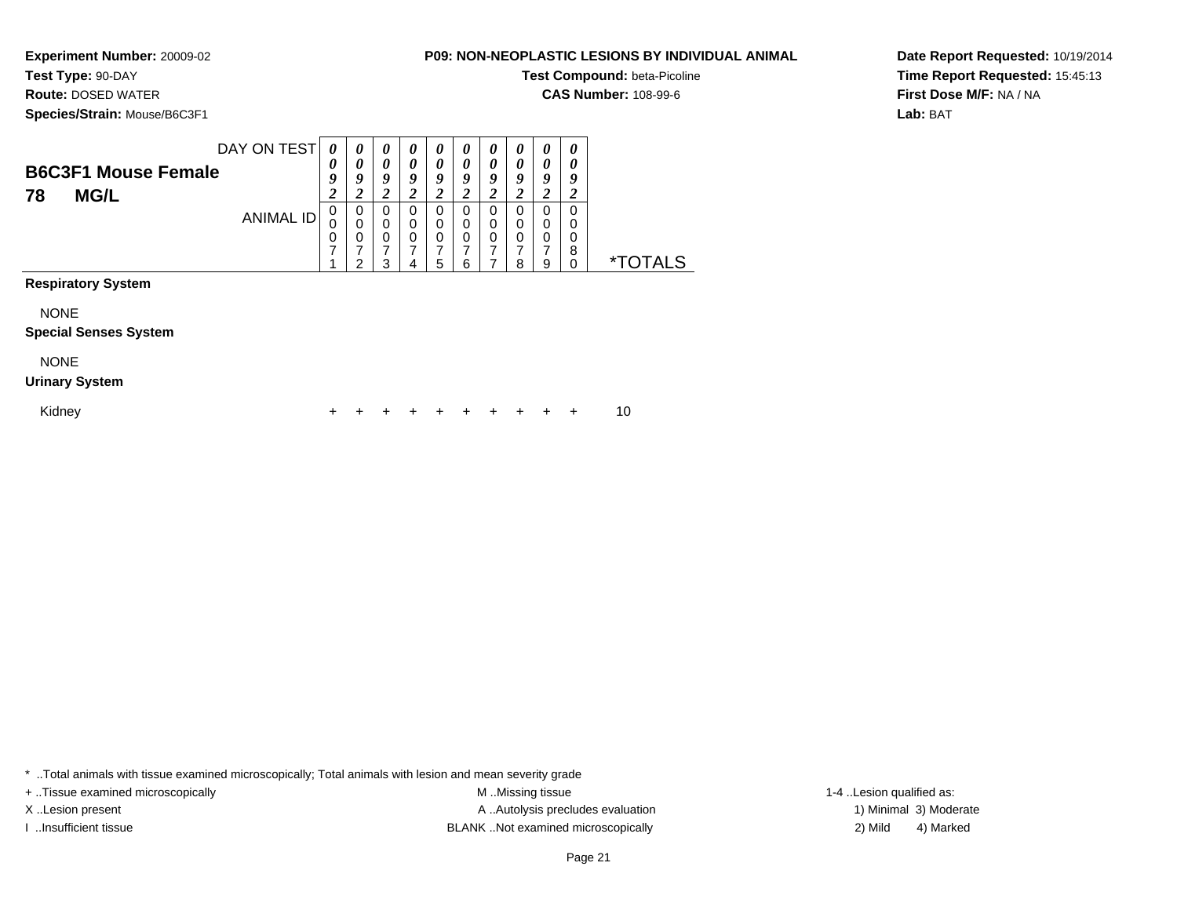**Experiment Number:** 20009-02
**Test Type:** 90-DAY
**Route:** DOSED WATER
**Species/Strain:** Mouse/B6C3F1

**P09: NON-NEOPLASTIC LESIONS BY INDIVIDUAL ANIMAL**
**Test Compound:** beta-Picoline
**CAS Number:** 108-99-6

**Date Report Requested:** 10/19/2014
**Time Report Requested:** 15:45:13
**First Dose M/F:** NA / NA
**Lab:** BAT

## B6C3F1 Mouse Female
## 78 MG/L

| DAY ON TEST | 0092 | 0092 | 0092 | 0092 | 0092 | 0092 | 0092 | 0092 | 0092 | 0092 | |
|---|---|---|---|---|---|---|---|---|---|---|---|
| ANIMAL ID | 00071 | 00072 | 00073 | 00074 | 00075 | 00076 | 00077 | 00078 | 00079 | 00080 | *TOTALS |
| **Respiratory System** | | | | | | | | | | | |
| NONE | | | | | | | | | | | |
| **Special Senses System** | | | | | | | | | | | |
| NONE | | | | | | | | | | | |
| **Urinary System** | | | | | | | | | | | |
| Kidney | + | + | + | + | + | + | + | + | + | + | 10 |

\* ..Total animals with tissue examined microscopically; Total animals with lesion and mean severity grade
+ ..Tissue examined microscopically
X ..Lesion present
I ..Insufficient tissue
M ..Missing tissue
A ..Autolysis precludes evaluation
BLANK ..Not examined microscopically
1-4 ..Lesion qualified as:
1) Minimal 3) Moderate
2) Mild 4) Marked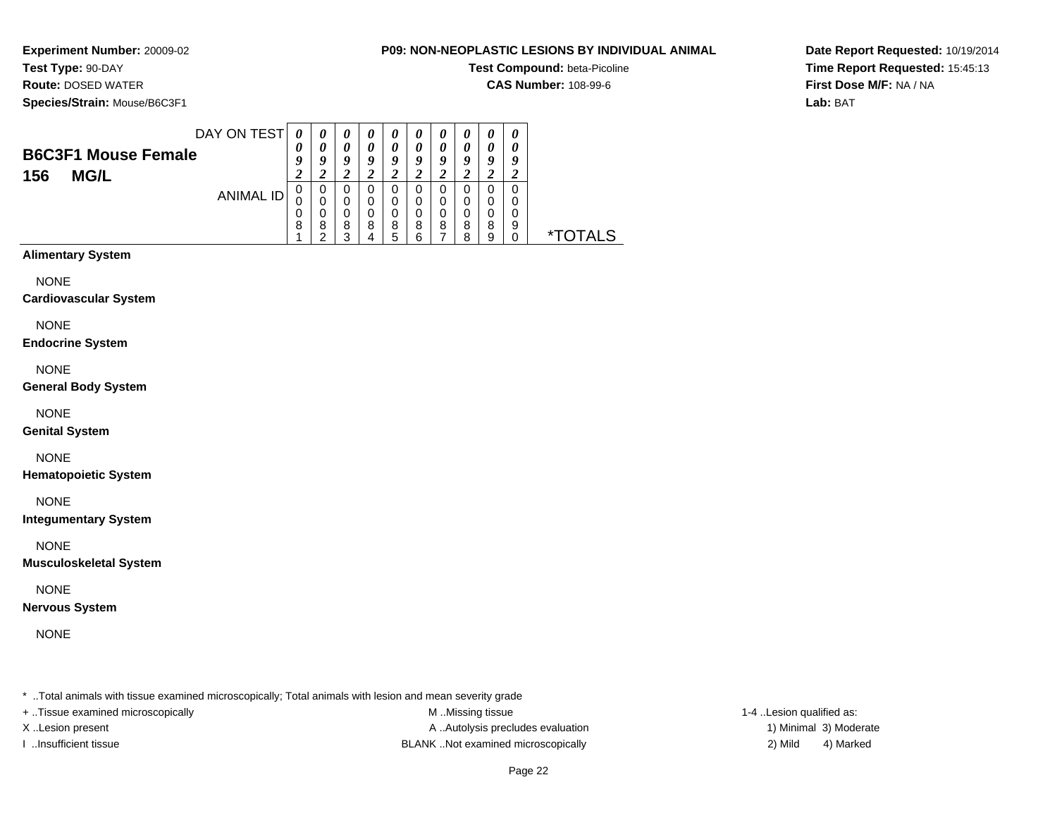**Experiment Number:** 20009-02
**Test Type:** 90-DAY
**Route:** DOSED WATER
**Species/Strain:** Mouse/B6C3F1

**P09: NON-NEOPLASTIC LESIONS BY INDIVIDUAL ANIMAL**
**Test Compound:** beta-Picoline
**CAS Number:** 108-99-6

**Date Report Requested:** 10/19/2014
**Time Report Requested:** 15:45:13
**First Dose M/F:** NA / NA
**Lab:** BAT

## B6C3F1 Mouse Female
## 156 MG/L

| DAY ON TEST | 0092 | 0092 | 0092 | 0092 | 0092 | 0092 | 0092 | 0092 | 0092 | 0092 | |
|---|---|---|---|---|---|---|---|---|---|---|---|
| ANIMAL ID | 00081 | 00082 | 00083 | 00084 | 00085 | 00086 | 00087 | 00088 | 00089 | 00090 | *TOTALS |
| **Alimentary System** | | | | | | | | | | | |
| NONE | | | | | | | | | | | |
| **Cardiovascular System** | | | | | | | | | | | |
| NONE | | | | | | | | | | | |
| **Endocrine System** | | | | | | | | | | | |
| NONE | | | | | | | | | | | |
| **General Body System** | | | | | | | | | | | |
| NONE | | | | | | | | | | | |
| **Genital System** | | | | | | | | | | | |
| NONE | | | | | | | | | | | |
| **Hematopoietic System** | | | | | | | | | | | |
| NONE | | | | | | | | | | | |
| **Integumentary System** | | | | | | | | | | | |
| NONE | | | | | | | | | | | |
| **Musculoskeletal System** | | | | | | | | | | | |
| NONE | | | | | | | | | | | |
| **Nervous System** | | | | | | | | | | | |
| NONE | | | | | | | | | | | |

* ..Total animals with tissue examined microscopically; Total animals with lesion and mean severity grade

+ ..Tissue examined microscopically
X ..Lesion present
I ..Insufficient tissue

M ..Missing tissue
A ..Autolysis precludes evaluation
BLANK ..Not examined microscopically

1-4 ..Lesion qualified as:
1) Minimal 3) Moderate
2) Mild 4) Marked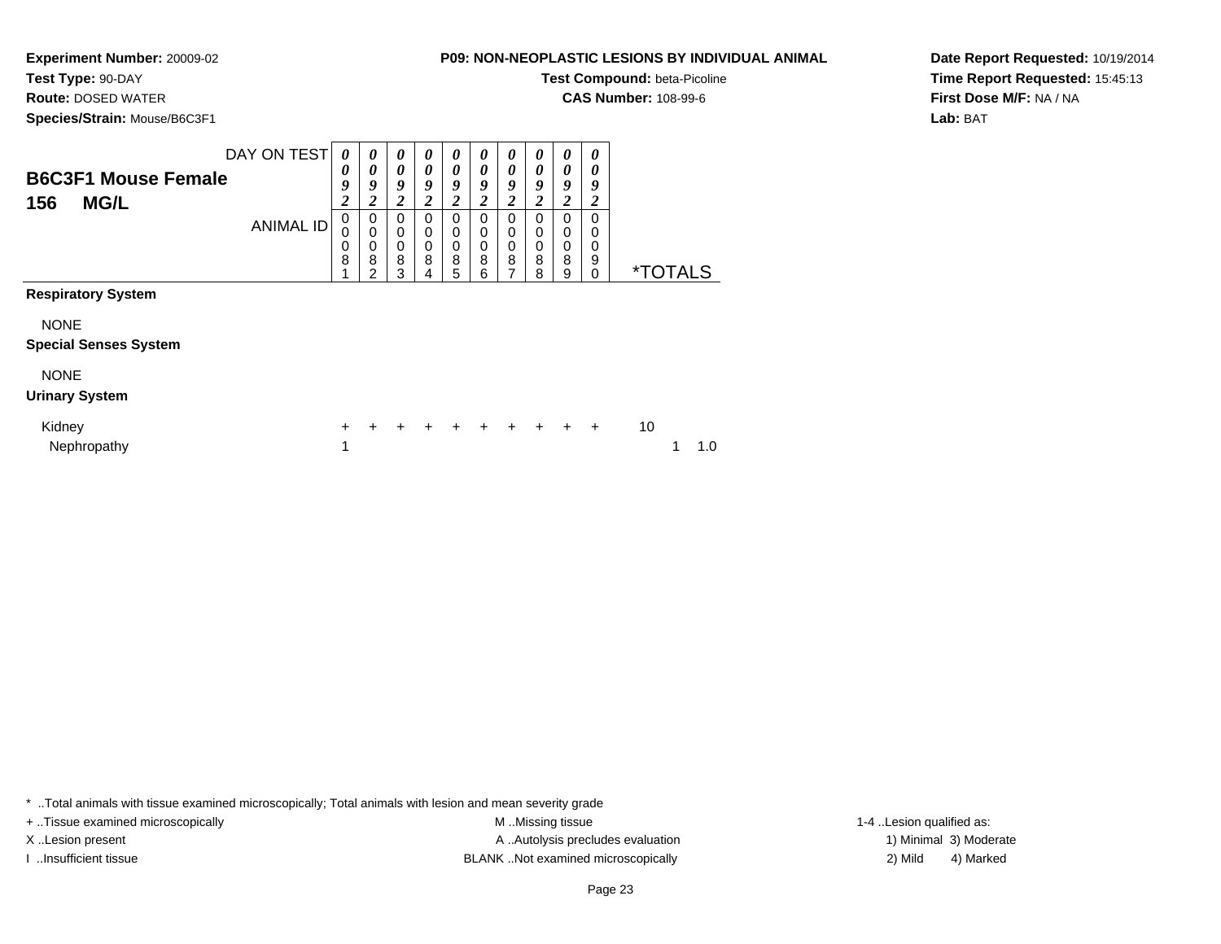**Experiment Number:** 20009-02
**Test Type:** 90-DAY
**Route:** DOSED WATER
**Species/Strain:** Mouse/B6C3F1

**P09: NON-NEOPLASTIC LESIONS BY INDIVIDUAL ANIMAL**
**Test Compound:** beta-Picoline
**CAS Number:** 108-99-6

**Date Report Requested:** 10/19/2014
**Time Report Requested:** 15:45:13
**First Dose M/F:** NA / NA
**Lab:** BAT

## B6C3F1 Mouse Female
## 156 MG/L

| DAY ON TEST | 0092 | 0092 | 0092 | 0092 | 0092 | 0092 | 0092 | 0092 | 0092 | 0092 | |
|---|---|---|---|---|---|---|---|---|---|---|---|
| ANIMAL ID | 00081 | 00082 | 00083 | 00084 | 00085 | 00086 | 00087 | 00088 | 00089 | 00090 | *TOTALS |
| **Respiratory System** | | | | | | | | | | | |
| NONE | | | | | | | | | | | |
| **Special Senses System** | | | | | | | | | | | |
| NONE | | | | | | | | | | | |
| **Urinary System** | | | | | | | | | | | |
| Kidney | + | + | + | + | + | + | + | + | + | + | 10 |
| Nephropathy | 1 | | | | | | | | | | 1  1.0 |

* ..Total animals with tissue examined microscopically; Total animals with lesion and mean severity grade
+ ..Tissue examined microscopically
X ..Lesion present
I ..Insufficient tissue
M ..Missing tissue
A ..Autolysis precludes evaluation
BLANK ..Not examined microscopically
1-4 ..Lesion qualified as:
1) Minimal 3) Moderate
2) Mild 4) Marked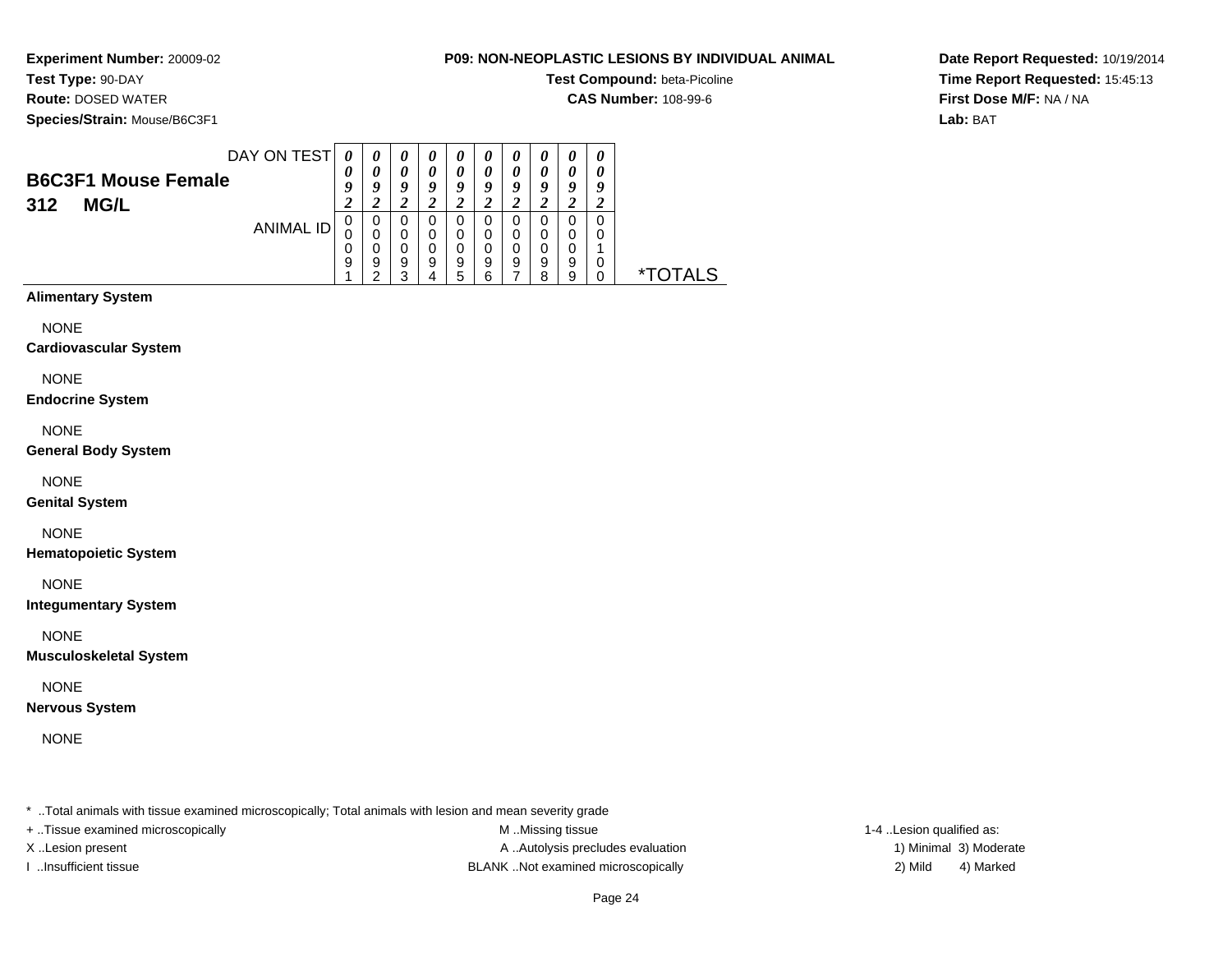**Experiment Number:** 20009-02
**Test Type:** 90-DAY
**Route:** DOSED WATER
**Species/Strain:** Mouse/B6C3F1

**P09: NON-NEOPLASTIC LESIONS BY INDIVIDUAL ANIMAL**
**Test Compound:** beta-Picoline
**CAS Number:** 108-99-6

**Date Report Requested:** 10/19/2014
**Time Report Requested:** 15:45:13
**First Dose M/F:** NA / NA
**Lab:** BAT

## B6C3F1 Mouse Female
## 312 MG/L

| DAY ON TEST | 0092 | 0092 | 0092 | 0092 | 0092 | 0092 | 0092 | 0092 | 0092 | 0092 | |
|---|---|---|---|---|---|---|---|---|---|---|---|
| ANIMAL ID | 00091 | 00092 | 00093 | 00094 | 00095 | 00096 | 00097 | 00098 | 00099 | 00100 | *TOTALS |
| **Alimentary System** | | | | | | | | | | | |
| NONE | | | | | | | | | | | |
| **Cardiovascular System** | | | | | | | | | | | |
| NONE | | | | | | | | | | | |
| **Endocrine System** | | | | | | | | | | | |
| NONE | | | | | | | | | | | |
| **General Body System** | | | | | | | | | | | |
| NONE | | | | | | | | | | | |
| **Genital System** | | | | | | | | | | | |
| NONE | | | | | | | | | | | |
| **Hematopoietic System** | | | | | | | | | | | |
| NONE | | | | | | | | | | | |
| **Integumentary System** | | | | | | | | | | | |
| NONE | | | | | | | | | | | |
| **Musculoskeletal System** | | | | | | | | | | | |
| NONE | | | | | | | | | | | |
| **Nervous System** | | | | | | | | | | | |
| NONE | | | | | | | | | | | |

* ..Total animals with tissue examined microscopically; Total animals with lesion and mean severity grade

+ ..Tissue examined microscopically
X ..Lesion present
I ..Insufficient tissue

M ..Missing tissue
A ..Autolysis precludes evaluation
BLANK ..Not examined microscopically

1-4 ..Lesion qualified as:
1) Minimal 3) Moderate
2) Mild 4) Marked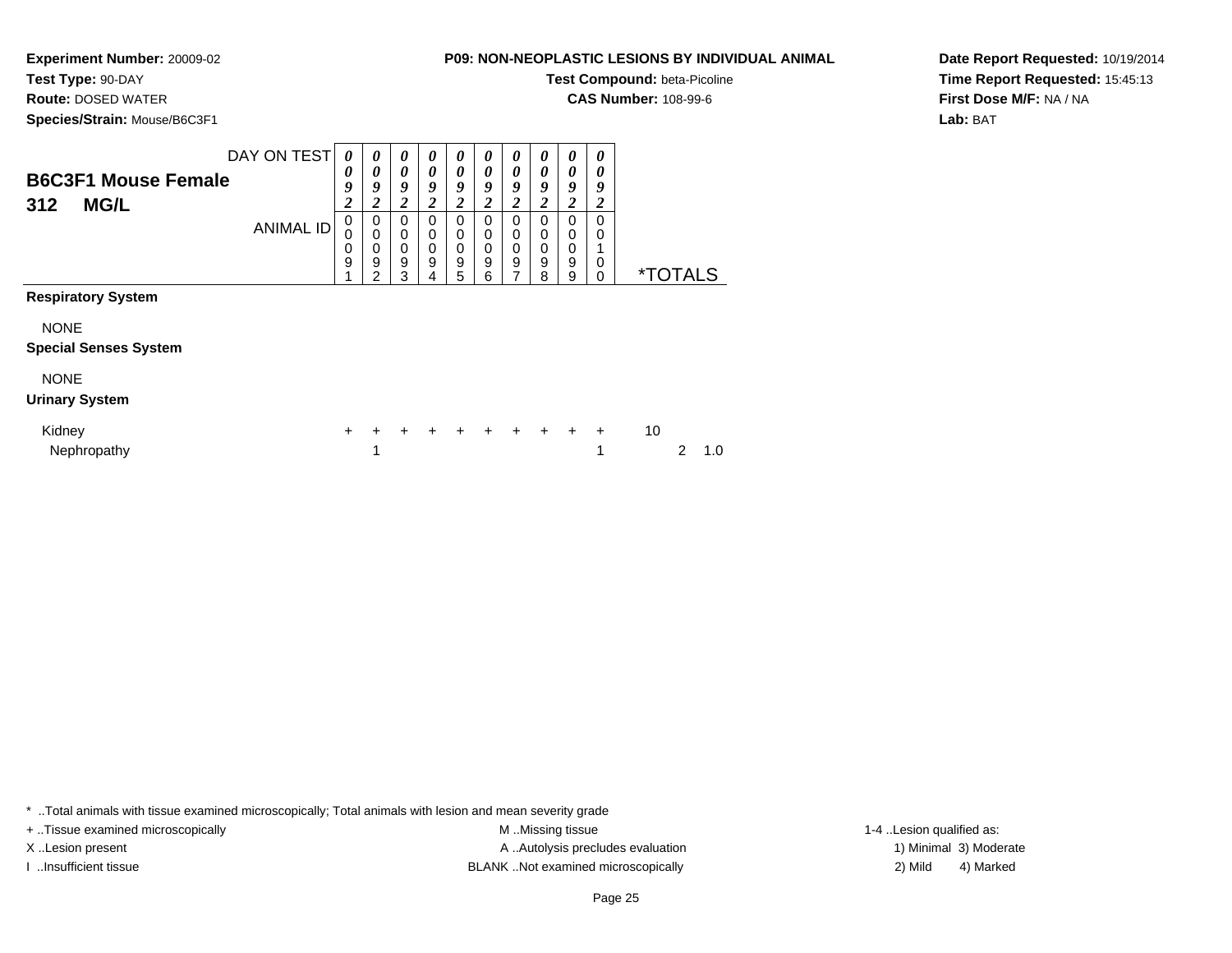**Experiment Number:** 20009-02
**Test Type:** 90-DAY
**Route:** DOSED WATER
**Species/Strain:** Mouse/B6C3F1

**P09: NON-NEOPLASTIC LESIONS BY INDIVIDUAL ANIMAL**
**Test Compound:** beta-Picoline
**CAS Number:** 108-99-6

**Date Report Requested:** 10/19/2014
**Time Report Requested:** 15:45:13
**First Dose M/F:** NA / NA
**Lab:** BAT

## B6C3F1 Mouse Female
## 312 MG/L

| DAY ON TEST | 0092 | 0092 | 0092 | 0092 | 0092 | 0092 | 0092 | 0092 | 0092 | 0092 | | |
|---|---|---|---|---|---|---|---|---|---|---|---|---|
| ANIMAL ID | 00091 | 00092 | 00093 | 00094 | 00095 | 00096 | 00097 | 00098 | 00099 | 00100 | *TOTALS | |
| **Respiratory System** | | | | | | | | | | | | |
| NONE | | | | | | | | | | | | |
| **Special Senses System** | | | | | | | | | | | | |
| NONE | | | | | | | | | | | | |
| **Urinary System** | | | | | | | | | | | | |
| Kidney | + | + | + | + | + | + | + | + | + | + | 10 | |
| Nephropathy | | 1 | | | | | | | | 1 | 2 | 1.0 |

* ..Total animals with tissue examined microscopically; Total animals with lesion and mean severity grade
+ ..Tissue examined microscopically
X ..Lesion present
I ..Insufficient tissue
M ..Missing tissue
A ..Autolysis precludes evaluation
BLANK ..Not examined microscopically
1-4 ..Lesion qualified as:
1) Minimal 3) Moderate
2) Mild 4) Marked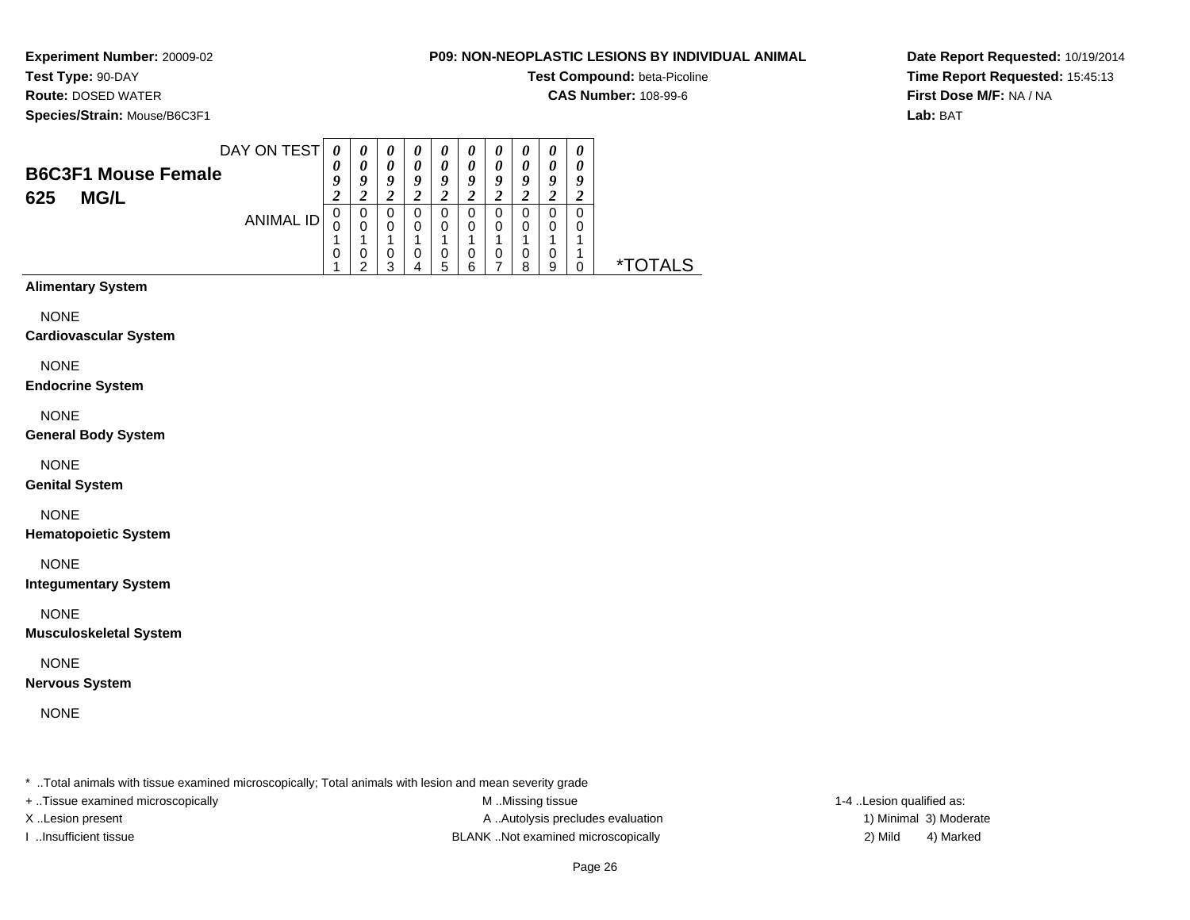**Experiment Number:** 20009-02
**Test Type:** 90-DAY
**Route:** DOSED WATER
**Species/Strain:** Mouse/B6C3F1

**P09: NON-NEOPLASTIC LESIONS BY INDIVIDUAL ANIMAL**
**Test Compound:** beta-Picoline
**CAS Number:** 108-99-6

**Date Report Requested:** 10/19/2014
**Time Report Requested:** 15:45:13
**First Dose M/F:** NA / NA
**Lab:** BAT

## B6C3F1 Mouse Female
## 625 MG/L

| DAY ON TEST | 0092 | 0092 | 0092 | 0092 | 0092 | 0092 | 0092 | 0092 | 0092 | 0092 | |
|---|---|---|---|---|---|---|---|---|---|---|---|
| **ANIMAL ID** | 00101 | 00102 | 00103 | 00104 | 00105 | 00106 | 00107 | 00108 | 00109 | 00110 | ***TOTALS** |
| **Alimentary System** | | | | | | | | | | | |
| NONE | | | | | | | | | | | |
| **Cardiovascular System** | | | | | | | | | | | |
| NONE | | | | | | | | | | | |
| **Endocrine System** | | | | | | | | | | | |
| NONE | | | | | | | | | | | |
| **General Body System** | | | | | | | | | | | |
| NONE | | | | | | | | | | | |
| **Genital System** | | | | | | | | | | | |
| NONE | | | | | | | | | | | |
| **Hematopoietic System** | | | | | | | | | | | |
| NONE | | | | | | | | | | | |
| **Integumentary System** | | | | | | | | | | | |
| NONE | | | | | | | | | | | |
| **Musculoskeletal System** | | | | | | | | | | | |
| NONE | | | | | | | | | | | |
| **Nervous System** | | | | | | | | | | | |
| NONE | | | | | | | | | | | |

\* ..Total animals with tissue examined microscopically; Total animals with lesion and mean severity grade
+ ..Tissue examined microscopically
X ..Lesion present
I ..Insufficient tissue

M ..Missing tissue
A ..Autolysis precludes evaluation
BLANK ..Not examined microscopically

1-4 ..Lesion qualified as:
1) Minimal 3) Moderate
2) Mild 4) Marked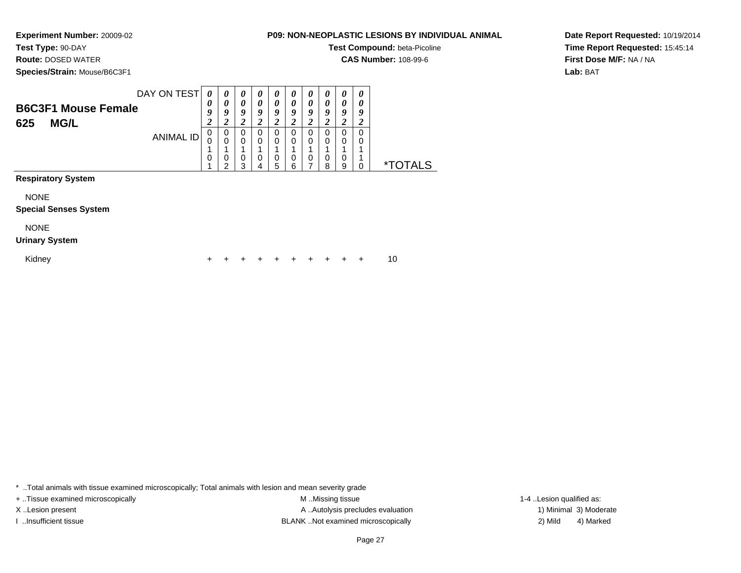**Experiment Number:** 20009-02
**Test Type:** 90-DAY
**Route:** DOSED WATER
**Species/Strain:** Mouse/B6C3F1

**P09: NON-NEOPLASTIC LESIONS BY INDIVIDUAL ANIMAL**
**Test Compound:** beta-Picoline
**CAS Number:** 108-99-6

**Date Report Requested:** 10/19/2014
**Time Report Requested:** 15:45:14
**First Dose M/F:** NA / NA
**Lab:** BAT

## B6C3F1 Mouse Female
## 625 MG/L

| DAY ON TEST | 0092 | 0092 | 0092 | 0092 | 0092 | 0092 | 0092 | 0092 | 0092 | 0092 | |
|---|---|---|---|---|---|---|---|---|---|---|---|
| ANIMAL ID | 00101 | 00102 | 00103 | 00104 | 00105 | 00106 | 00107 | 00108 | 00109 | 00110 | *TOTALS |
| **Respiratory System** | | | | | | | | | | | |
| NONE | | | | | | | | | | | |
| **Special Senses System** | | | | | | | | | | | |
| NONE | | | | | | | | | | | |
| **Urinary System** | | | | | | | | | | | |
| Kidney | + | + | + | + | + | + | + | + | + | + | 10 |

* ..Total animals with tissue examined microscopically; Total animals with lesion and mean severity grade
+ ..Tissue examined microscopically
X ..Lesion present
I ..Insufficient tissue
M ..Missing tissue
A ..Autolysis precludes evaluation
BLANK ..Not examined microscopically
1-4 ..Lesion qualified as:
1) Minimal 3) Moderate
2) Mild 4) Marked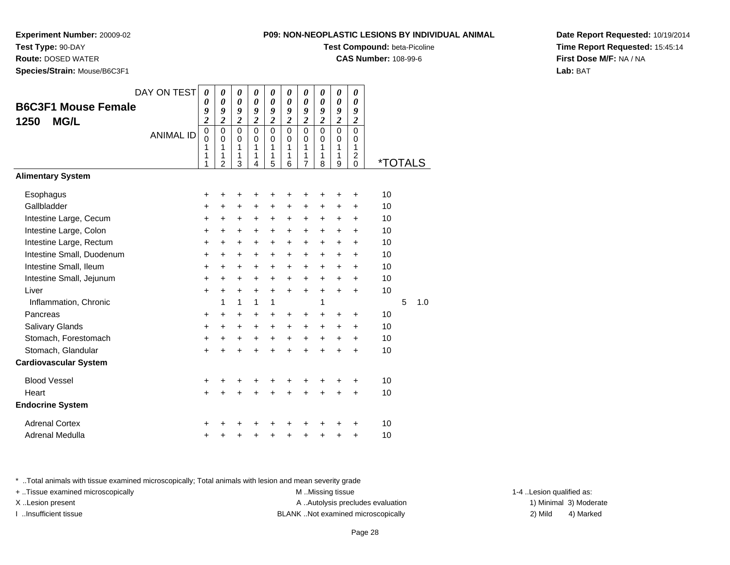**Experiment Number:** 20009-02
**Test Type:** 90-DAY
**Route:** DOSED WATER
**Species/Strain:** Mouse/B6C3F1

**P09: NON-NEOPLASTIC LESIONS BY INDIVIDUAL ANIMAL**
**Test Compound:** beta-Picoline
**CAS Number:** 108-99-6

**Date Report Requested:** 10/19/2014
**Time Report Requested:** 15:45:14
**First Dose M/F:** NA / NA
**Lab:** BAT

## B6C3F1 Mouse Female
## 1250 MG/L

| DAY ON TEST | 0092 | 0092 | 0092 | 0092 | 0092 | 0092 | 0092 | 0092 | 0092 | 0092 | | |
|---|---|---|---|---|---|---|---|---|---|---|---|---|
| ANIMAL ID | 00111 | 00112 | 00113 | 00114 | 00115 | 00116 | 00117 | 00118 | 00119 | 00120 | *TOTALS | |
| **Alimentary System** | | | | | | | | | | | | |
| Esophagus | + | + | + | + | + | + | + | + | + | + | 10 | |
| Gallbladder | + | + | + | + | + | + | + | + | + | + | 10 | |
| Intestine Large, Cecum | + | + | + | + | + | + | + | + | + | + | 10 | |
| Intestine Large, Colon | + | + | + | + | + | + | + | + | + | + | 10 | |
| Intestine Large, Rectum | + | + | + | + | + | + | + | + | + | + | 10 | |
| Intestine Small, Duodenum | + | + | + | + | + | + | + | + | + | + | 10 | |
| Intestine Small, Ileum | + | + | + | + | + | + | + | + | + | + | 10 | |
| Intestine Small, Jejunum | + | + | + | + | + | + | + | + | + | + | 10 | |
| Liver | + | + | + | + | + | + | + | + | + | + | 10 | |
| Inflammation, Chronic | | 1 | 1 | 1 | 1 | | | 1 | | | 5 | 1.0 |
| Pancreas | + | + | + | + | + | + | + | + | + | + | 10 | |
| Salivary Glands | + | + | + | + | + | + | + | + | + | + | 10 | |
| Stomach, Forestomach | + | + | + | + | + | + | + | + | + | + | 10 | |
| Stomach, Glandular | + | + | + | + | + | + | + | + | + | + | 10 | |
| **Cardiovascular System** | | | | | | | | | | | | |
| Blood Vessel | + | + | + | + | + | + | + | + | + | + | 10 | |
| Heart | + | + | + | + | + | + | + | + | + | + | 10 | |
| **Endocrine System** | | | | | | | | | | | | |
| Adrenal Cortex | + | + | + | + | + | + | + | + | + | + | 10 | |
| Adrenal Medulla | + | + | + | + | + | + | + | + | + | + | 10 | |

* ..Total animals with tissue examined microscopically; Total animals with lesion and mean severity grade
+ ..Tissue examined microscopically
X ..Lesion present
I ..Insufficient tissue

M ..Missing tissue
A ..Autolysis precludes evaluation
BLANK ..Not examined microscopically

1-4 ..Lesion qualified as:
1) Minimal 3) Moderate
2) Mild 4) Marked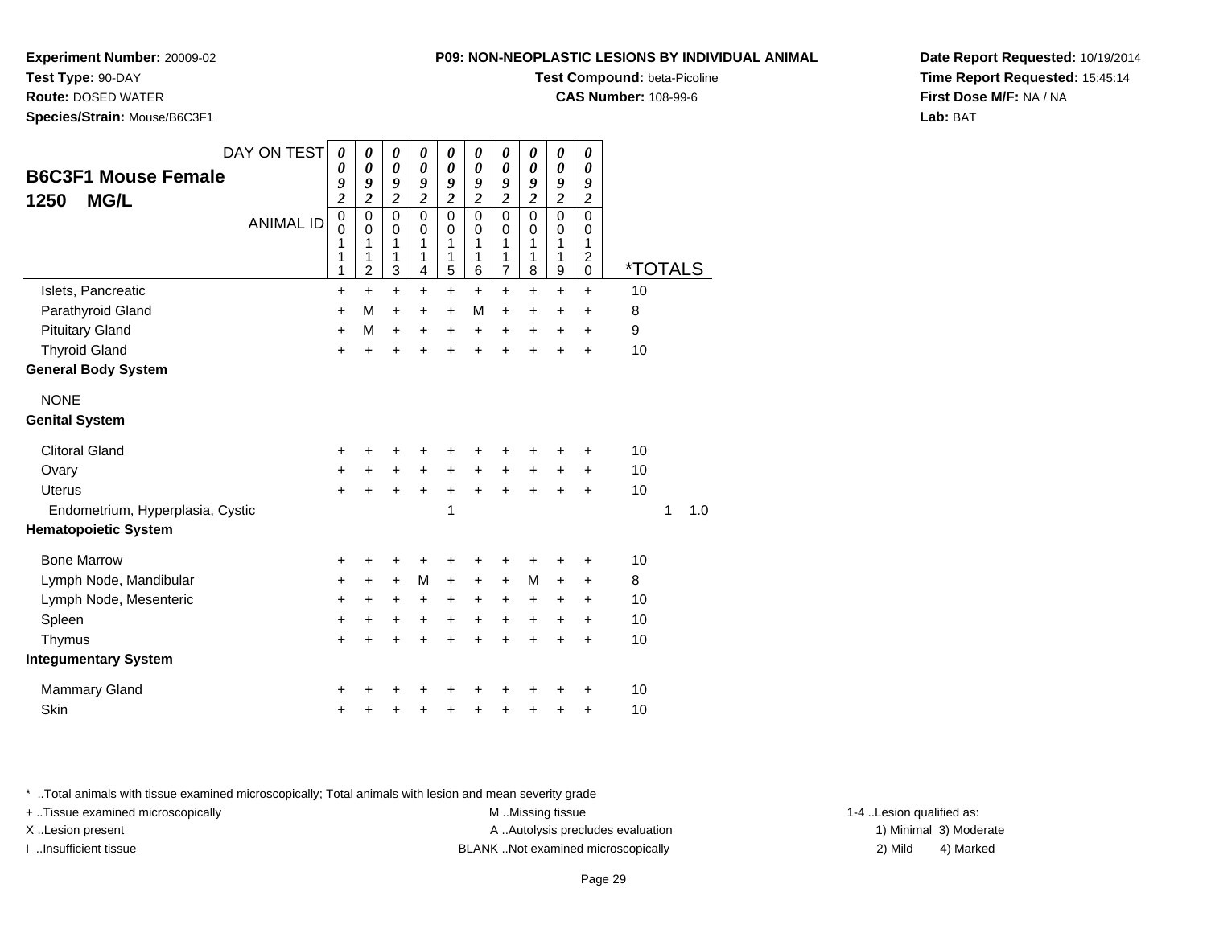**Experiment Number:** 20009-02
**Test Type:** 90-DAY
**Route:** DOSED WATER
**Species/Strain:** Mouse/B6C3F1

**P09: NON-NEOPLASTIC LESIONS BY INDIVIDUAL ANIMAL**
**Test Compound:** beta-Picoline
**CAS Number:** 108-99-6

**Date Report Requested:** 10/19/2014
**Time Report Requested:** 15:45:14
**First Dose M/F:** NA / NA
**Lab:** BAT

## B6C3F1 Mouse Female
## 1250 MG/L

| DAY ON TEST | 0092 | 0092 | 0092 | 0092 | 0092 | 0092 | 0092 | 0092 | 0092 | 0092 | | |
|---|---|---|---|---|---|---|---|---|---|---|---|---|
| ANIMAL ID | 00111 | 00112 | 00113 | 00114 | 00115 | 00116 | 00117 | 00118 | 00119 | 00120 | *TOTALS | |
| Islets, Pancreatic | + | + | + | + | + | + | + | + | + | + | 10 | |
| Parathyroid Gland | + | M | + | + | + | M | + | + | + | + | 8 | |
| Pituitary Gland | + | M | + | + | + | + | + | + | + | + | 9 | |
| Thyroid Gland | + | + | + | + | + | + | + | + | + | + | 10 | |
| **General Body System** | | | | | | | | | | | | |
| NONE | | | | | | | | | | | | |
| **Genital System** | | | | | | | | | | | | |
| Clitoral Gland | + | + | + | + | + | + | + | + | + | + | 10 | |
| Ovary | + | + | + | + | + | + | + | + | + | + | 10 | |
| Uterus | + | + | + | + | + | + | + | + | + | + | 10 | |
| Endometrium, Hyperplasia, Cystic | | | | | 1 | | | | | | 1 | 1.0 |
| **Hematopoietic System** | | | | | | | | | | | | |
| Bone Marrow | + | + | + | + | + | + | + | + | + | + | 10 | |
| Lymph Node, Mandibular | + | + | + | M | + | + | + | M | + | + | 8 | |
| Lymph Node, Mesenteric | + | + | + | + | + | + | + | + | + | + | 10 | |
| Spleen | + | + | + | + | + | + | + | + | + | + | 10 | |
| Thymus | + | + | + | + | + | + | + | + | + | + | 10 | |
| **Integumentary System** | | | | | | | | | | | | |
| Mammary Gland | + | + | + | + | + | + | + | + | + | + | 10 | |
| Skin | + | + | + | + | + | + | + | + | + | + | 10 | |

* ..Total animals with tissue examined microscopically; Total animals with lesion and mean severity grade
+ ..Tissue examined microscopically
X ..Lesion present
I ..Insufficient tissue
M ..Missing tissue
A ..Autolysis precludes evaluation
BLANK ..Not examined microscopically
1-4 ..Lesion qualified as:
1) Minimal 3) Moderate
2) Mild 4) Marked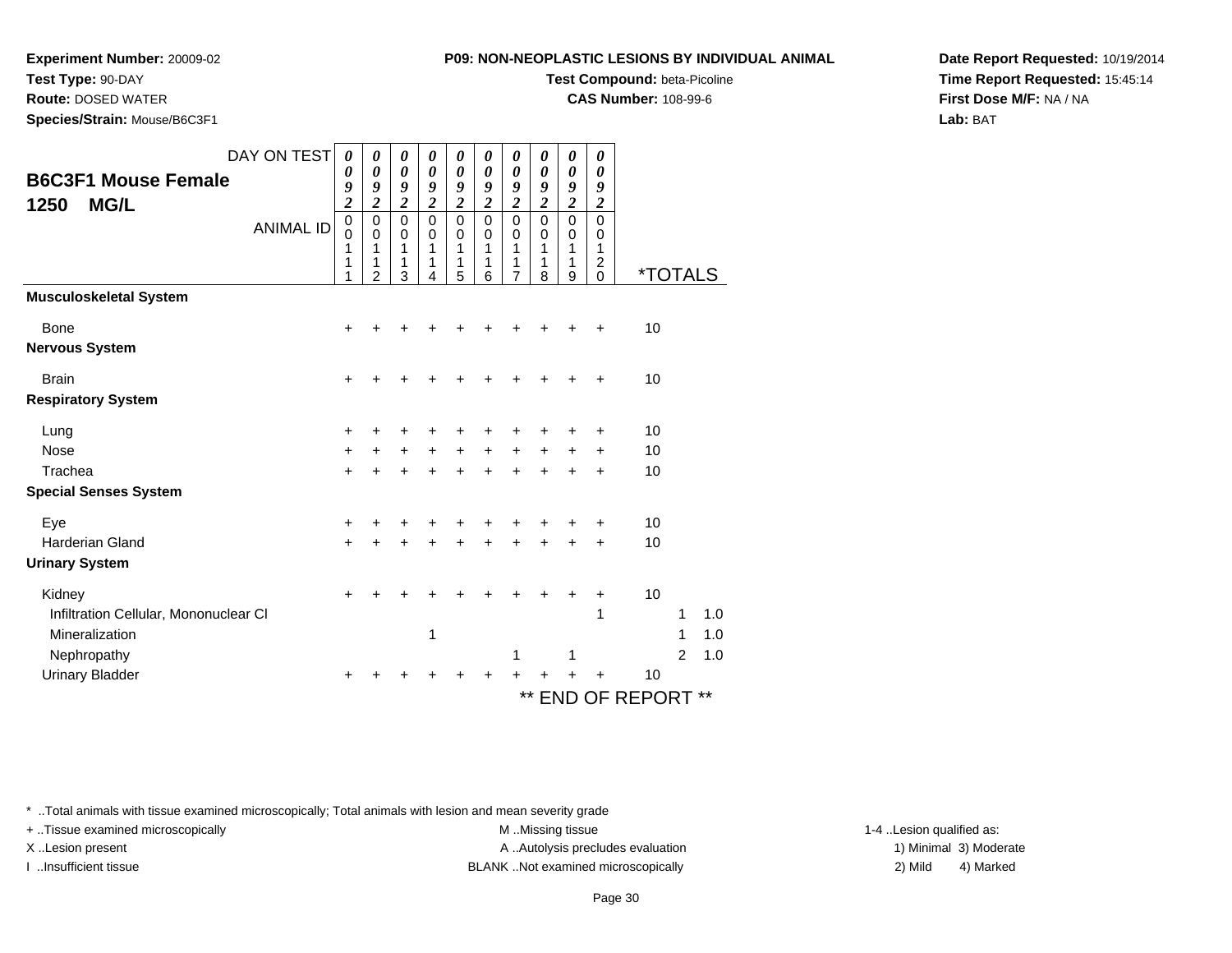**Experiment Number:** 20009-02
**Test Type:** 90-DAY
**Route:** DOSED WATER
**Species/Strain:** Mouse/B6C3F1

**P09: NON-NEOPLASTIC LESIONS BY INDIVIDUAL ANIMAL**
**Test Compound:** beta-Picoline
**CAS Number:** 108-99-6

**Date Report Requested:** 10/19/2014
**Time Report Requested:** 15:45:14
**First Dose M/F:** NA / NA
**Lab:** BAT

## B6C3F1 Mouse Female
## 1250 MG/L

| DAY ON TEST | 0092 | 0092 | 0092 | 0092 | 0092 | 0092 | 0092 | 0092 | 0092 | 0092 | | | |
|---|---|---|---|---|---|---|---|---|---|---|---|---|---|
| ANIMAL ID | 00111 | 00112 | 00113 | 00114 | 00115 | 00116 | 00117 | 00118 | 00119 | 00120 | *TOTALS | | |
| **Musculoskeletal System** | | | | | | | | | | | | | |
| Bone | + | + | + | + | + | + | + | + | + | + | 10 | | |
| **Nervous System** | | | | | | | | | | | | | |
| Brain | + | + | + | + | + | + | + | + | + | + | 10 | | |
| **Respiratory System** | | | | | | | | | | | | | |
| Lung | + | + | + | + | + | + | + | + | + | + | 10 | | |
| Nose | + | + | + | + | + | + | + | + | + | + | 10 | | |
| Trachea | + | + | + | + | + | + | + | + | + | + | 10 | | |
| **Special Senses System** | | | | | | | | | | | | | |
| Eye | + | + | + | + | + | + | + | + | + | + | 10 | | |
| Harderian Gland | + | + | + | + | + | + | + | + | + | + | 10 | | |
| **Urinary System** | | | | | | | | | | | | | |
| Kidney | + | + | + | + | + | + | + | + | + | + | 10 | | |
| Infiltration Cellular, Mononuclear Cl | | | | | | | | | | 1 | | 1 | 1.0 |
| Mineralization | | | | 1 | | | | | | | | 1 | 1.0 |
| Nephropathy | | | | | | | 1 | | 1 | | | 2 | 1.0 |
| Urinary Bladder | + | + | + | + | + | + | + | + | + | + | 10 | | |

** END OF REPORT **

* ..Total animals with tissue examined microscopically; Total animals with lesion and mean severity grade
+ ..Tissue examined microscopically
X ..Lesion present
I ..Insufficient tissue
M ..Missing tissue
A ..Autolysis precludes evaluation
BLANK ..Not examined microscopically
1-4 ..Lesion qualified as:
1) Minimal 3) Moderate
2) Mild 4) Marked